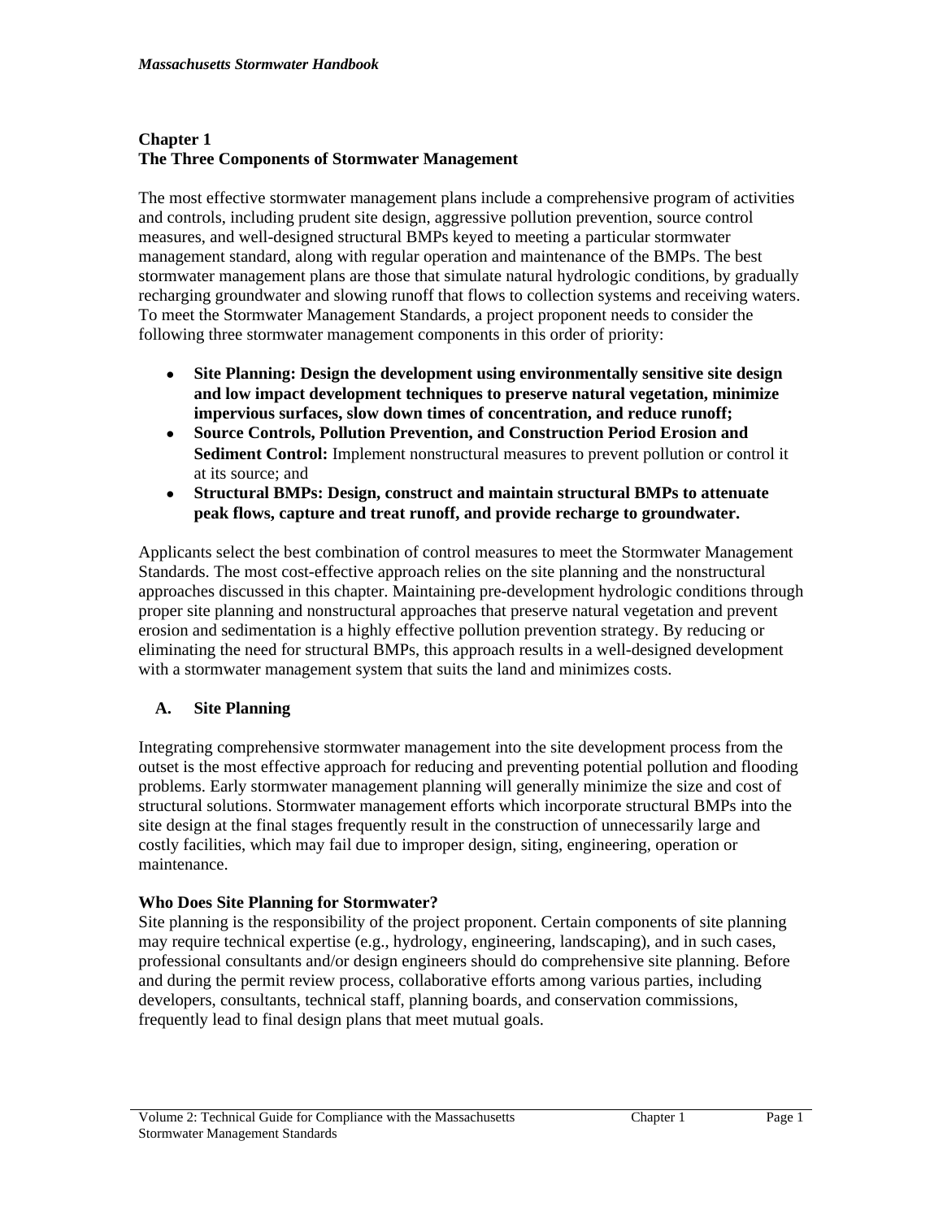# Chapter 1
# The Three Components of Stormwater Management

The most effective stormwater management plans include a comprehensive program of activities and controls, including prudent site design, aggressive pollution prevention, source control measures, and well-designed structural BMPs keyed to meeting a particular stormwater management standard, along with regular operation and maintenance of the BMPs. The best stormwater management plans are those that simulate natural hydrologic conditions, by gradually recharging groundwater and slowing runoff that flows to collection systems and receiving waters. To meet the Stormwater Management Standards, a project proponent needs to consider the following three stormwater management components in this order of priority:

- **Site Planning: Design the development using environmentally sensitive site design and low impact development techniques to preserve natural vegetation, minimize impervious surfaces, slow down times of concentration, and reduce runoff;**
- **Source Controls, Pollution Prevention, and Construction Period Erosion and Sediment Control:** Implement nonstructural measures to prevent pollution or control it at its source; and
- **Structural BMPs: Design, construct and maintain structural BMPs to attenuate peak flows, capture and treat runoff, and provide recharge to groundwater.**

Applicants select the best combination of control measures to meet the Stormwater Management Standards. The most cost-effective approach relies on the site planning and the nonstructural approaches discussed in this chapter. Maintaining pre-development hydrologic conditions through proper site planning and nonstructural approaches that preserve natural vegetation and prevent erosion and sedimentation is a highly effective pollution prevention strategy. By reducing or eliminating the need for structural BMPs, this approach results in a well-designed development with a stormwater management system that suits the land and minimizes costs.

## A. Site Planning

Integrating comprehensive stormwater management into the site development process from the outset is the most effective approach for reducing and preventing potential pollution and flooding problems. Early stormwater management planning will generally minimize the size and cost of structural solutions. Stormwater management efforts which incorporate structural BMPs into the site design at the final stages frequently result in the construction of unnecessarily large and costly facilities, which may fail due to improper design, siting, engineering, operation or maintenance.

### Who Does Site Planning for Stormwater?

Site planning is the responsibility of the project proponent. Certain components of site planning may require technical expertise (e.g., hydrology, engineering, landscaping), and in such cases, professional consultants and/or design engineers should do comprehensive site planning. Before and during the permit review process, collaborative efforts among various parties, including developers, consultants, technical staff, planning boards, and conservation commissions, frequently lead to final design plans that meet mutual goals.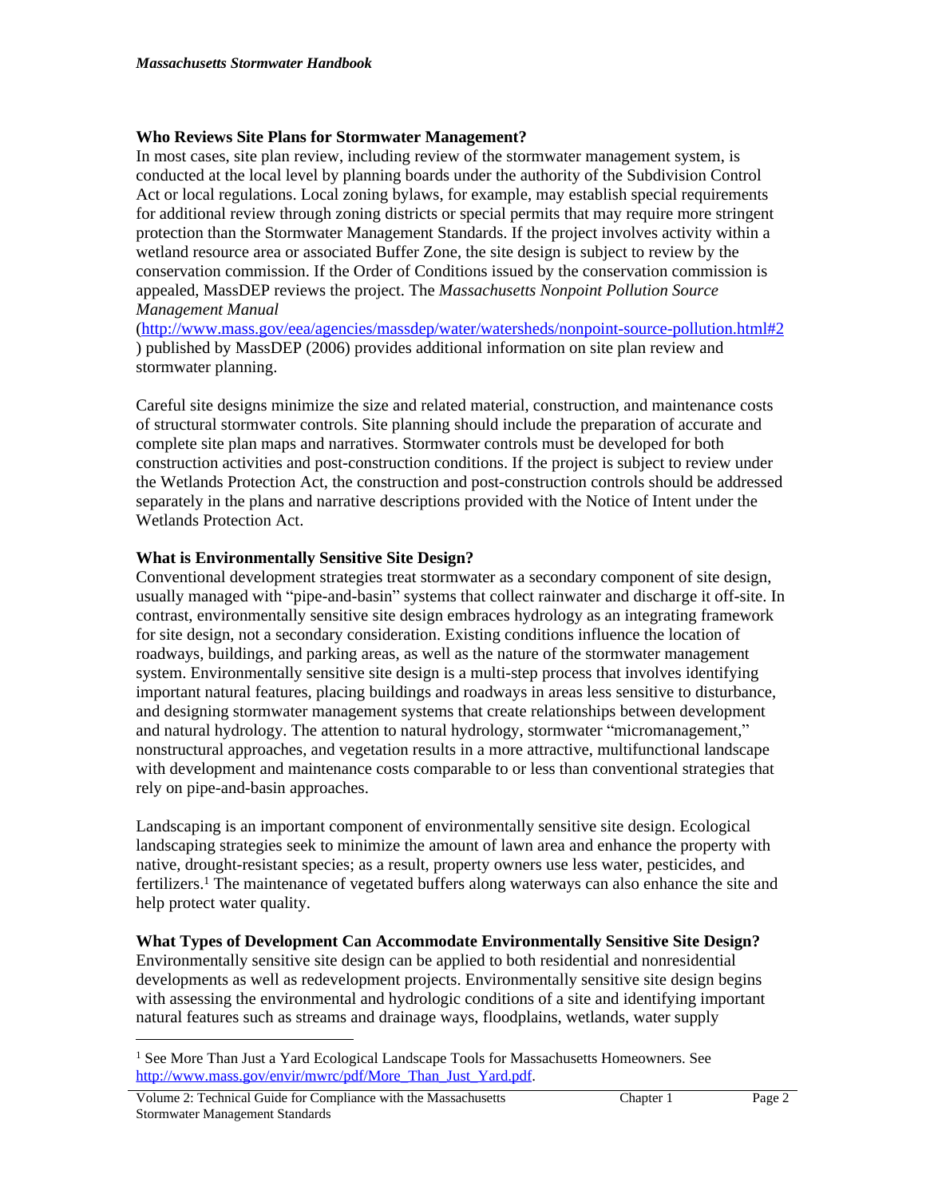**Who Reviews Site Plans for Stormwater Management?**

In most cases, site plan review, including review of the stormwater management system, is conducted at the local level by planning boards under the authority of the Subdivision Control Act or local regulations. Local zoning bylaws, for example, may establish special requirements for additional review through zoning districts or special permits that may require more stringent protection than the Stormwater Management Standards. If the project involves activity within a wetland resource area or associated Buffer Zone, the site design is subject to review by the conservation commission. If the Order of Conditions issued by the conservation commission is appealed, MassDEP reviews the project. The *Massachusetts Nonpoint Pollution Source Management Manual* (http://www.mass.gov/eea/agencies/massdep/water/watersheds/nonpoint-source-pollution.html#2) published by MassDEP (2006) provides additional information on site plan review and stormwater planning.

Careful site designs minimize the size and related material, construction, and maintenance costs of structural stormwater controls. Site planning should include the preparation of accurate and complete site plan maps and narratives. Stormwater controls must be developed for both construction activities and post-construction conditions. If the project is subject to review under the Wetlands Protection Act, the construction and post-construction controls should be addressed separately in the plans and narrative descriptions provided with the Notice of Intent under the Wetlands Protection Act.

**What is Environmentally Sensitive Site Design?**

Conventional development strategies treat stormwater as a secondary component of site design, usually managed with "pipe-and-basin" systems that collect rainwater and discharge it off-site. In contrast, environmentally sensitive site design embraces hydrology as an integrating framework for site design, not a secondary consideration. Existing conditions influence the location of roadways, buildings, and parking areas, as well as the nature of the stormwater management system. Environmentally sensitive site design is a multi-step process that involves identifying important natural features, placing buildings and roadways in areas less sensitive to disturbance, and designing stormwater management systems that create relationships between development and natural hydrology. The attention to natural hydrology, stormwater "micromanagement," nonstructural approaches, and vegetation results in a more attractive, multifunctional landscape with development and maintenance costs comparable to or less than conventional strategies that rely on pipe-and-basin approaches.

Landscaping is an important component of environmentally sensitive site design. Ecological landscaping strategies seek to minimize the amount of lawn area and enhance the property with native, drought-resistant species; as a result, property owners use less water, pesticides, and fertilizers.[1] The maintenance of vegetated buffers along waterways can also enhance the site and help protect water quality.

**What Types of Development Can Accommodate Environmentally Sensitive Site Design?**

Environmentally sensitive site design can be applied to both residential and nonresidential developments as well as redevelopment projects. Environmentally sensitive site design begins with assessing the environmental and hydrologic conditions of a site and identifying important natural features such as streams and drainage ways, floodplains, wetlands, water supply

[1] See More Than Just a Yard Ecological Landscape Tools for Massachusetts Homeowners. See http://www.mass.gov/envir/mwrc/pdf/More_Than_Just_Yard.pdf.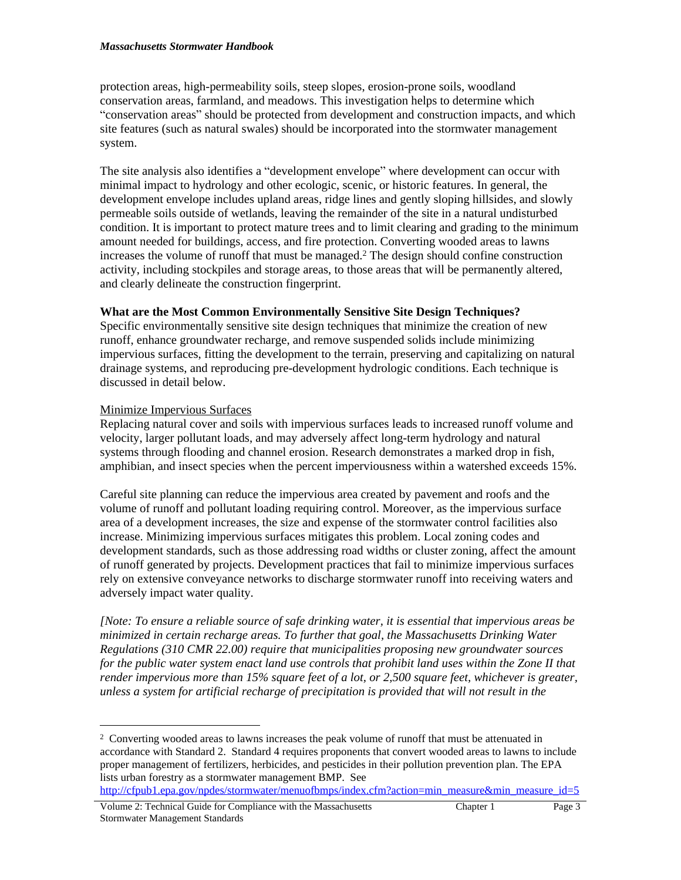protection areas, high-permeability soils, steep slopes, erosion-prone soils, woodland conservation areas, farmland, and meadows. This investigation helps to determine which "conservation areas" should be protected from development and construction impacts, and which site features (such as natural swales) should be incorporated into the stormwater management system.

The site analysis also identifies a "development envelope" where development can occur with minimal impact to hydrology and other ecologic, scenic, or historic features. In general, the development envelope includes upland areas, ridge lines and gently sloping hillsides, and slowly permeable soils outside of wetlands, leaving the remainder of the site in a natural undisturbed condition. It is important to protect mature trees and to limit clearing and grading to the minimum amount needed for buildings, access, and fire protection. Converting wooded areas to lawns increases the volume of runoff that must be managed.[2] The design should confine construction activity, including stockpiles and storage areas, to those areas that will be permanently altered, and clearly delineate the construction fingerprint.

**What are the Most Common Environmentally Sensitive Site Design Techniques?**

Specific environmentally sensitive site design techniques that minimize the creation of new runoff, enhance groundwater recharge, and remove suspended solids include minimizing impervious surfaces, fitting the development to the terrain, preserving and capitalizing on natural drainage systems, and reproducing pre-development hydrologic conditions. Each technique is discussed in detail below.

Minimize Impervious Surfaces

Replacing natural cover and soils with impervious surfaces leads to increased runoff volume and velocity, larger pollutant loads, and may adversely affect long-term hydrology and natural systems through flooding and channel erosion. Research demonstrates a marked drop in fish, amphibian, and insect species when the percent imperviousness within a watershed exceeds 15%.

Careful site planning can reduce the impervious area created by pavement and roofs and the volume of runoff and pollutant loading requiring control. Moreover, as the impervious surface area of a development increases, the size and expense of the stormwater control facilities also increase. Minimizing impervious surfaces mitigates this problem. Local zoning codes and development standards, such as those addressing road widths or cluster zoning, affect the amount of runoff generated by projects. Development practices that fail to minimize impervious surfaces rely on extensive conveyance networks to discharge stormwater runoff into receiving waters and adversely impact water quality.

*[Note: To ensure a reliable source of safe drinking water, it is essential that impervious areas be minimized in certain recharge areas. To further that goal, the Massachusetts Drinking Water Regulations (310 CMR 22.00) require that municipalities proposing new groundwater sources for the public water system enact land use controls that prohibit land uses within the Zone II that render impervious more than 15% square feet of a lot, or 2,500 square feet, whichever is greater, unless a system for artificial recharge of precipitation is provided that will not result in the*

---

[2] Converting wooded areas to lawns increases the peak volume of runoff that must be attenuated in accordance with Standard 2. Standard 4 requires proponents that convert wooded areas to lawns to include proper management of fertilizers, herbicides, and pesticides in their pollution prevention plan. The EPA lists urban forestry as a stormwater management BMP. See http://cfpub1.epa.gov/npdes/stormwater/menuofbmps/index.cfm?action=min_measure&min_measure_id=5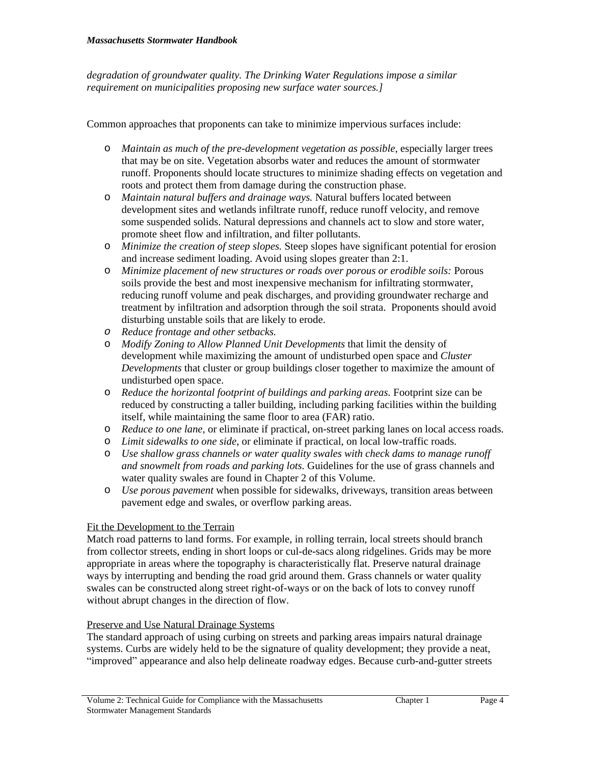*degradation of groundwater quality. The Drinking Water Regulations impose a similar requirement on municipalities proposing new surface water sources.]*

Common approaches that proponents can take to minimize impervious surfaces include:

- *Maintain as much of the pre-development vegetation as possible*, especially larger trees that may be on site. Vegetation absorbs water and reduces the amount of stormwater runoff. Proponents should locate structures to minimize shading effects on vegetation and roots and protect them from damage during the construction phase.
- *Maintain natural buffers and drainage ways.* Natural buffers located between development sites and wetlands infiltrate runoff, reduce runoff velocity, and remove some suspended solids. Natural depressions and channels act to slow and store water, promote sheet flow and infiltration, and filter pollutants.
- *Minimize the creation of steep slopes.* Steep slopes have significant potential for erosion and increase sediment loading. Avoid using slopes greater than 2:1.
- *Minimize placement of new structures or roads over porous or erodible soils:* Porous soils provide the best and most inexpensive mechanism for infiltrating stormwater, reducing runoff volume and peak discharges, and providing groundwater recharge and treatment by infiltration and adsorption through the soil strata. Proponents should avoid disturbing unstable soils that are likely to erode.
- *Reduce frontage and other setbacks.*
- *Modify Zoning to Allow Planned Unit Developments* that limit the density of development while maximizing the amount of undisturbed open space and *Cluster Developments* that cluster or group buildings closer together to maximize the amount of undisturbed open space.
- *Reduce the horizontal footprint of buildings and parking areas.* Footprint size can be reduced by constructing a taller building, including parking facilities within the building itself, while maintaining the same floor to area (FAR) ratio.
- *Reduce to one lane,* or eliminate if practical, on-street parking lanes on local access roads.
- *Limit sidewalks to one side*, or eliminate if practical, on local low-traffic roads.
- *Use shallow grass channels or water quality swales with check dams to manage runoff and snowmelt from roads and parking lots.* Guidelines for the use of grass channels and water quality swales are found in Chapter 2 of this Volume.
- *Use porous pavement* when possible for sidewalks, driveways, transition areas between pavement edge and swales, or overflow parking areas.

<u>Fit the Development to the Terrain</u>

Match road patterns to land forms. For example, in rolling terrain, local streets should branch from collector streets, ending in short loops or cul-de-sacs along ridgelines. Grids may be more appropriate in areas where the topography is characteristically flat. Preserve natural drainage ways by interrupting and bending the road grid around them. Grass channels or water quality swales can be constructed along street right-of-ways or on the back of lots to convey runoff without abrupt changes in the direction of flow.

<u>Preserve and Use Natural Drainage Systems</u>

The standard approach of using curbing on streets and parking areas impairs natural drainage systems. Curbs are widely held to be the signature of quality development; they provide a neat, "improved" appearance and also help delineate roadway edges. Because curb-and-gutter streets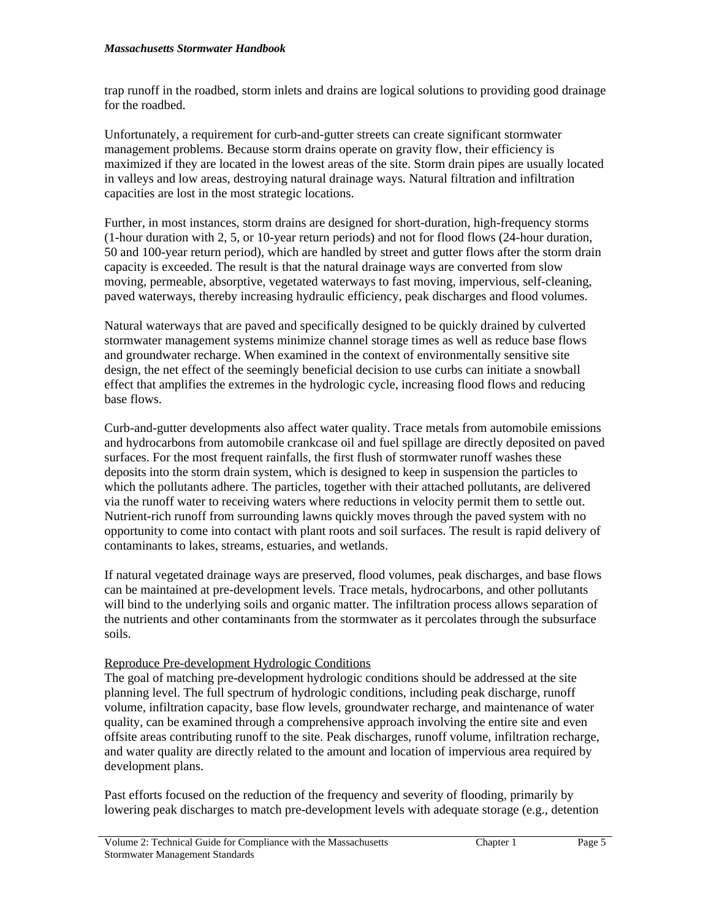trap runoff in the roadbed, storm inlets and drains are logical solutions to providing good drainage for the roadbed.

Unfortunately, a requirement for curb-and-gutter streets can create significant stormwater management problems. Because storm drains operate on gravity flow, their efficiency is maximized if they are located in the lowest areas of the site. Storm drain pipes are usually located in valleys and low areas, destroying natural drainage ways. Natural filtration and infiltration capacities are lost in the most strategic locations.

Further, in most instances, storm drains are designed for short-duration, high-frequency storms (1-hour duration with 2, 5, or 10-year return periods) and not for flood flows (24-hour duration, 50 and 100-year return period), which are handled by street and gutter flows after the storm drain capacity is exceeded. The result is that the natural drainage ways are converted from slow moving, permeable, absorptive, vegetated waterways to fast moving, impervious, self-cleaning, paved waterways, thereby increasing hydraulic efficiency, peak discharges and flood volumes.

Natural waterways that are paved and specifically designed to be quickly drained by culverted stormwater management systems minimize channel storage times as well as reduce base flows and groundwater recharge. When examined in the context of environmentally sensitive site design, the net effect of the seemingly beneficial decision to use curbs can initiate a snowball effect that amplifies the extremes in the hydrologic cycle, increasing flood flows and reducing base flows.

Curb-and-gutter developments also affect water quality. Trace metals from automobile emissions and hydrocarbons from automobile crankcase oil and fuel spillage are directly deposited on paved surfaces. For the most frequent rainfalls, the first flush of stormwater runoff washes these deposits into the storm drain system, which is designed to keep in suspension the particles to which the pollutants adhere. The particles, together with their attached pollutants, are delivered via the runoff water to receiving waters where reductions in velocity permit them to settle out. Nutrient-rich runoff from surrounding lawns quickly moves through the paved system with no opportunity to come into contact with plant roots and soil surfaces. The result is rapid delivery of contaminants to lakes, streams, estuaries, and wetlands.

If natural vegetated drainage ways are preserved, flood volumes, peak discharges, and base flows can be maintained at pre-development levels. Trace metals, hydrocarbons, and other pollutants will bind to the underlying soils and organic matter. The infiltration process allows separation of the nutrients and other contaminants from the stormwater as it percolates through the subsurface soils.

Reproduce Pre-development Hydrologic Conditions

The goal of matching pre-development hydrologic conditions should be addressed at the site planning level. The full spectrum of hydrologic conditions, including peak discharge, runoff volume, infiltration capacity, base flow levels, groundwater recharge, and maintenance of water quality, can be examined through a comprehensive approach involving the entire site and even offsite areas contributing runoff to the site. Peak discharges, runoff volume, infiltration recharge, and water quality are directly related to the amount and location of impervious area required by development plans.

Past efforts focused on the reduction of the frequency and severity of flooding, primarily by lowering peak discharges to match pre-development levels with adequate storage (e.g., detention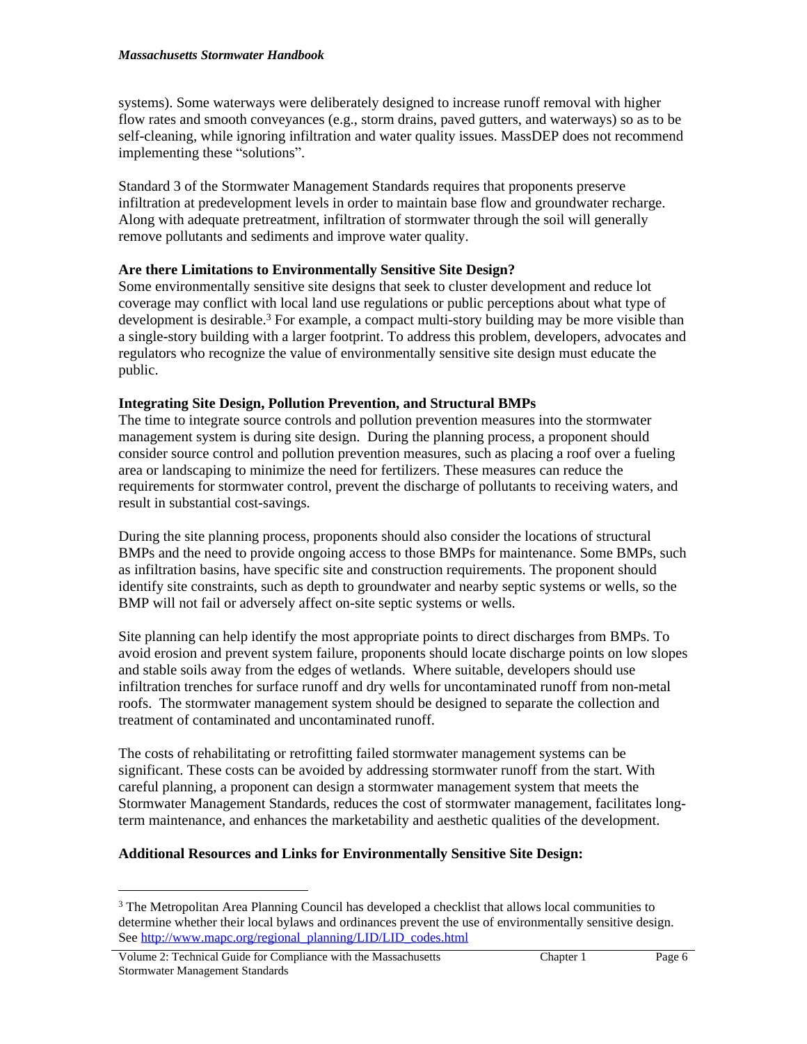systems). Some waterways were deliberately designed to increase runoff removal with higher flow rates and smooth conveyances (e.g., storm drains, paved gutters, and waterways) so as to be self-cleaning, while ignoring infiltration and water quality issues. MassDEP does not recommend implementing these "solutions".

Standard 3 of the Stormwater Management Standards requires that proponents preserve infiltration at predevelopment levels in order to maintain base flow and groundwater recharge. Along with adequate pretreatment, infiltration of stormwater through the soil will generally remove pollutants and sediments and improve water quality.

**Are there Limitations to Environmentally Sensitive Site Design?**

Some environmentally sensitive site designs that seek to cluster development and reduce lot coverage may conflict with local land use regulations or public perceptions about what type of development is desirable.[3] For example, a compact multi-story building may be more visible than a single-story building with a larger footprint. To address this problem, developers, advocates and regulators who recognize the value of environmentally sensitive site design must educate the public.

**Integrating Site Design, Pollution Prevention, and Structural BMPs**

The time to integrate source controls and pollution prevention measures into the stormwater management system is during site design. During the planning process, a proponent should consider source control and pollution prevention measures, such as placing a roof over a fueling area or landscaping to minimize the need for fertilizers. These measures can reduce the requirements for stormwater control, prevent the discharge of pollutants to receiving waters, and result in substantial cost-savings.

During the site planning process, proponents should also consider the locations of structural BMPs and the need to provide ongoing access to those BMPs for maintenance. Some BMPs, such as infiltration basins, have specific site and construction requirements. The proponent should identify site constraints, such as depth to groundwater and nearby septic systems or wells, so the BMP will not fail or adversely affect on-site septic systems or wells.

Site planning can help identify the most appropriate points to direct discharges from BMPs. To avoid erosion and prevent system failure, proponents should locate discharge points on low slopes and stable soils away from the edges of wetlands. Where suitable, developers should use infiltration trenches for surface runoff and dry wells for uncontaminated runoff from non-metal roofs. The stormwater management system should be designed to separate the collection and treatment of contaminated and uncontaminated runoff.

The costs of rehabilitating or retrofitting failed stormwater management systems can be significant. These costs can be avoided by addressing stormwater runoff from the start. With careful planning, a proponent can design a stormwater management system that meets the Stormwater Management Standards, reduces the cost of stormwater management, facilitates long-term maintenance, and enhances the marketability and aesthetic qualities of the development.

**Additional Resources and Links for Environmentally Sensitive Site Design:**

---

[3] The Metropolitan Area Planning Council has developed a checklist that allows local communities to determine whether their local bylaws and ordinances prevent the use of environmentally sensitive design. See http://www.mapc.org/regional_planning/LID/LID_codes.html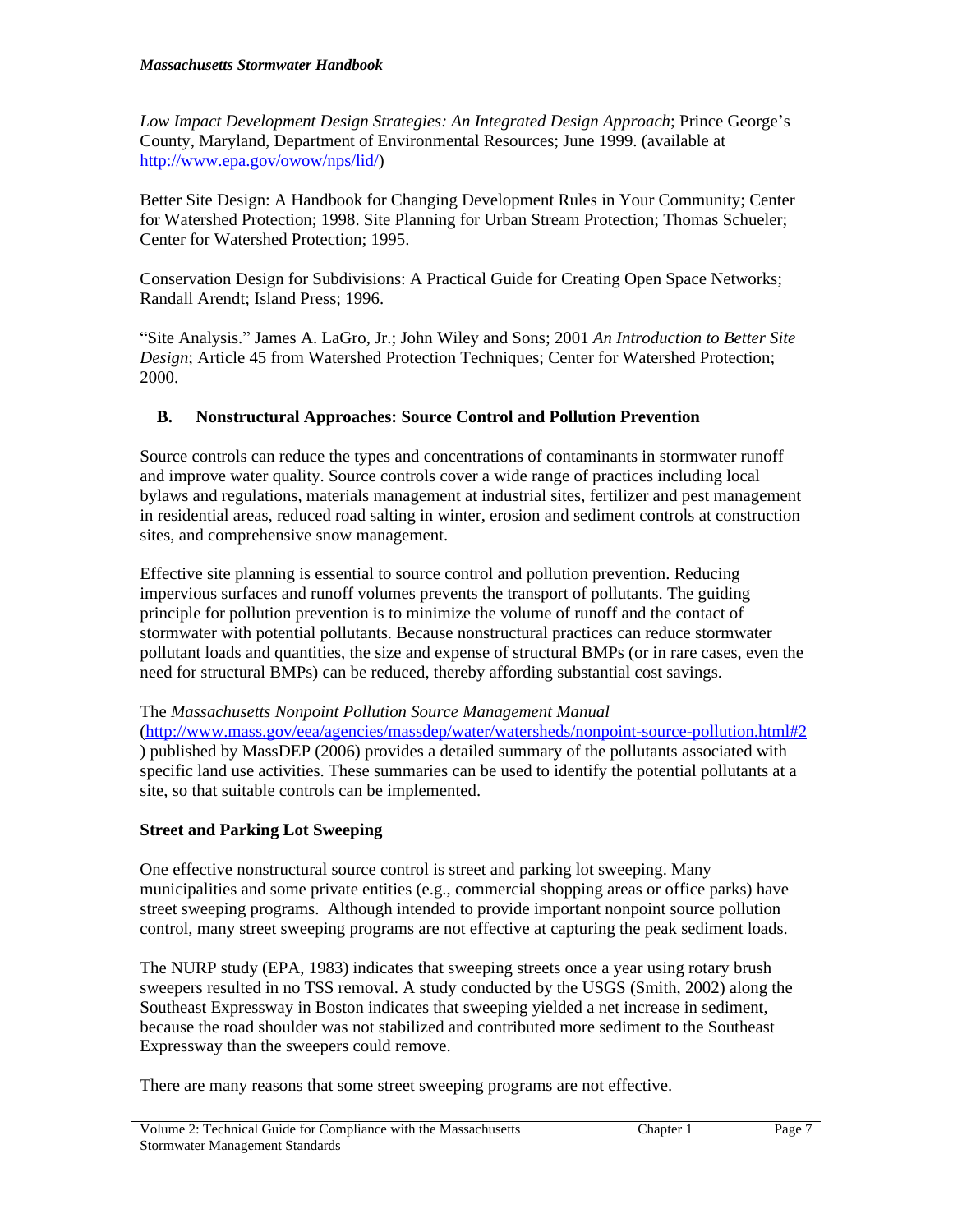*Low Impact Development Design Strategies: An Integrated Design Approach*; Prince George's County, Maryland, Department of Environmental Resources; June 1999. (available at http://www.epa.gov/owow/nps/lid/)

Better Site Design: A Handbook for Changing Development Rules in Your Community; Center for Watershed Protection; 1998. Site Planning for Urban Stream Protection; Thomas Schueler; Center for Watershed Protection; 1995.

Conservation Design for Subdivisions: A Practical Guide for Creating Open Space Networks; Randall Arendt; Island Press; 1996.

"Site Analysis." James A. LaGro, Jr.; John Wiley and Sons; 2001 *An Introduction to Better Site Design*; Article 45 from Watershed Protection Techniques; Center for Watershed Protection; 2000.

## B. Nonstructural Approaches: Source Control and Pollution Prevention

Source controls can reduce the types and concentrations of contaminants in stormwater runoff and improve water quality. Source controls cover a wide range of practices including local bylaws and regulations, materials management at industrial sites, fertilizer and pest management in residential areas, reduced road salting in winter, erosion and sediment controls at construction sites, and comprehensive snow management.

Effective site planning is essential to source control and pollution prevention. Reducing impervious surfaces and runoff volumes prevents the transport of pollutants. The guiding principle for pollution prevention is to minimize the volume of runoff and the contact of stormwater with potential pollutants. Because nonstructural practices can reduce stormwater pollutant loads and quantities, the size and expense of structural BMPs (or in rare cases, even the need for structural BMPs) can be reduced, thereby affording substantial cost savings.

The *Massachusetts Nonpoint Pollution Source Management Manual* (http://www.mass.gov/eea/agencies/massdep/water/watersheds/nonpoint-source-pollution.html#2) published by MassDEP (2006) provides a detailed summary of the pollutants associated with specific land use activities. These summaries can be used to identify the potential pollutants at a site, so that suitable controls can be implemented.

### Street and Parking Lot Sweeping

One effective nonstructural source control is street and parking lot sweeping. Many municipalities and some private entities (e.g., commercial shopping areas or office parks) have street sweeping programs. Although intended to provide important nonpoint source pollution control, many street sweeping programs are not effective at capturing the peak sediment loads.

The NURP study (EPA, 1983) indicates that sweeping streets once a year using rotary brush sweepers resulted in no TSS removal. A study conducted by the USGS (Smith, 2002) along the Southeast Expressway in Boston indicates that sweeping yielded a net increase in sediment, because the road shoulder was not stabilized and contributed more sediment to the Southeast Expressway than the sweepers could remove.

There are many reasons that some street sweeping programs are not effective.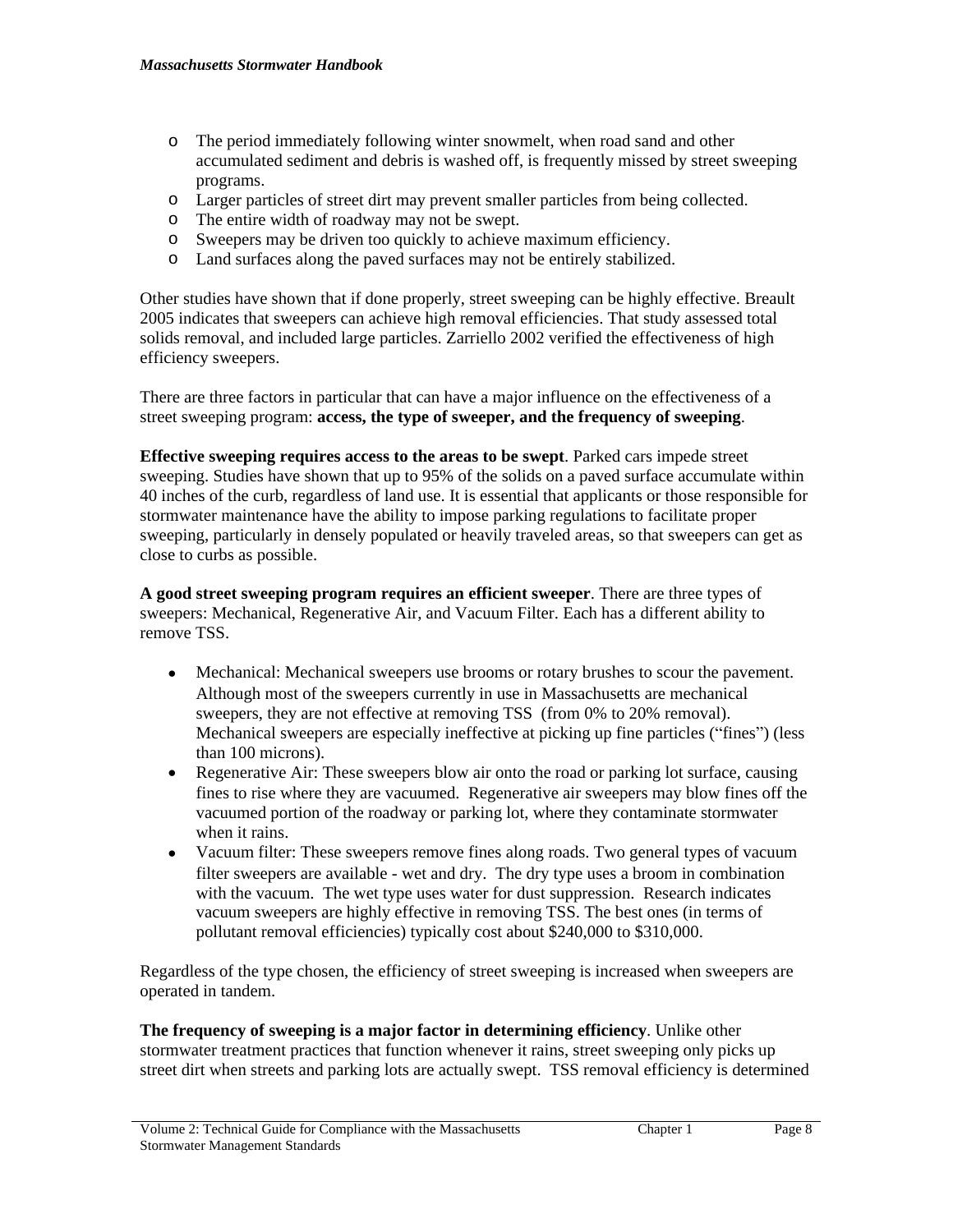- The period immediately following winter snowmelt, when road sand and other accumulated sediment and debris is washed off, is frequently missed by street sweeping programs.
- Larger particles of street dirt may prevent smaller particles from being collected.
- The entire width of roadway may not be swept.
- Sweepers may be driven too quickly to achieve maximum efficiency.
- Land surfaces along the paved surfaces may not be entirely stabilized.

Other studies have shown that if done properly, street sweeping can be highly effective. Breault 2005 indicates that sweepers can achieve high removal efficiencies. That study assessed total solids removal, and included large particles. Zarriello 2002 verified the effectiveness of high efficiency sweepers.

There are three factors in particular that can have a major influence on the effectiveness of a street sweeping program: **access, the type of sweeper, and the frequency of sweeping**.

**Effective sweeping requires access to the areas to be swept**. Parked cars impede street sweeping. Studies have shown that up to 95% of the solids on a paved surface accumulate within 40 inches of the curb, regardless of land use. It is essential that applicants or those responsible for stormwater maintenance have the ability to impose parking regulations to facilitate proper sweeping, particularly in densely populated or heavily traveled areas, so that sweepers can get as close to curbs as possible.

**A good street sweeping program requires an efficient sweeper**. There are three types of sweepers: Mechanical, Regenerative Air, and Vacuum Filter. Each has a different ability to remove TSS.

- Mechanical: Mechanical sweepers use brooms or rotary brushes to scour the pavement. Although most of the sweepers currently in use in Massachusetts are mechanical sweepers, they are not effective at removing TSS (from 0% to 20% removal). Mechanical sweepers are especially ineffective at picking up fine particles ("fines") (less than 100 microns).
- Regenerative Air: These sweepers blow air onto the road or parking lot surface, causing fines to rise where they are vacuumed. Regenerative air sweepers may blow fines off the vacuumed portion of the roadway or parking lot, where they contaminate stormwater when it rains.
- Vacuum filter: These sweepers remove fines along roads. Two general types of vacuum filter sweepers are available - wet and dry. The dry type uses a broom in combination with the vacuum. The wet type uses water for dust suppression. Research indicates vacuum sweepers are highly effective in removing TSS. The best ones (in terms of pollutant removal efficiencies) typically cost about $240,000 to $310,000.

Regardless of the type chosen, the efficiency of street sweeping is increased when sweepers are operated in tandem.

**The frequency of sweeping is a major factor in determining efficiency**. Unlike other stormwater treatment practices that function whenever it rains, street sweeping only picks up street dirt when streets and parking lots are actually swept. TSS removal efficiency is determined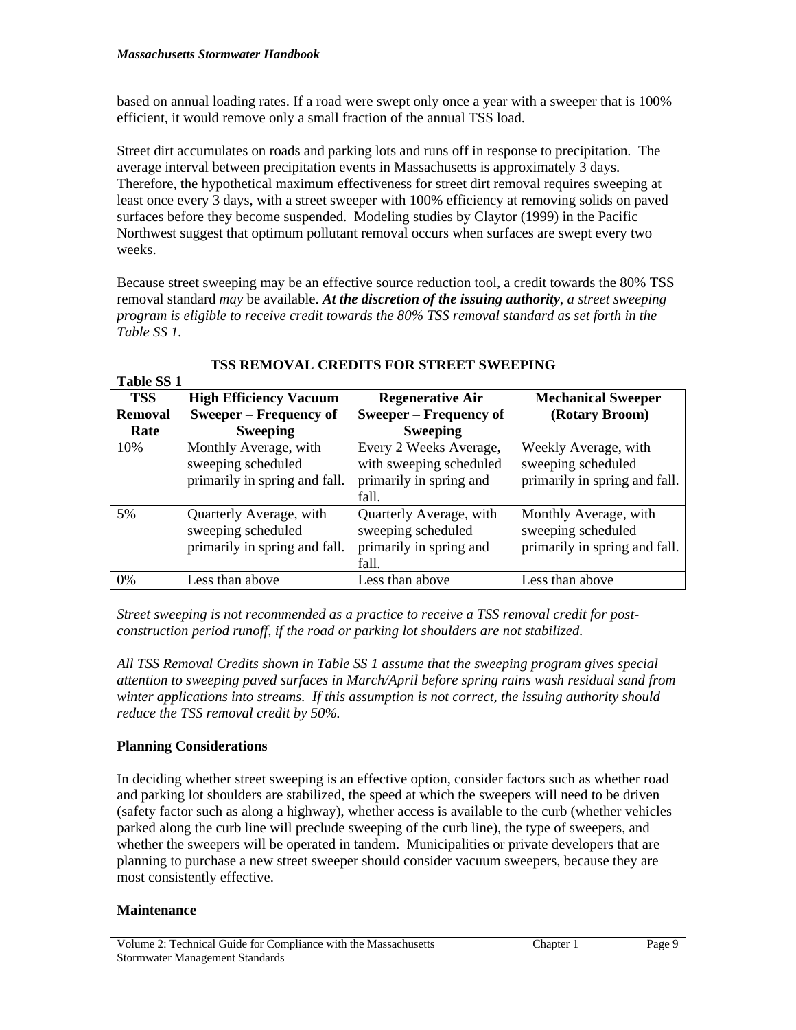based on annual loading rates. If a road were swept only once a year with a sweeper that is 100% efficient, it would remove only a small fraction of the annual TSS load.

Street dirt accumulates on roads and parking lots and runs off in response to precipitation. The average interval between precipitation events in Massachusetts is approximately 3 days. Therefore, the hypothetical maximum effectiveness for street dirt removal requires sweeping at least once every 3 days, with a street sweeper with 100% efficiency at removing solids on paved surfaces before they become suspended. Modeling studies by Claytor (1999) in the Pacific Northwest suggest that optimum pollutant removal occurs when surfaces are swept every two weeks.

Because street sweeping may be an effective source reduction tool, a credit towards the 80% TSS removal standard *may* be available. ***At the discretion of the issuing authority****, a street sweeping program is eligible to receive credit towards the 80% TSS removal standard as set forth in the Table SS 1.*

**TSS REMOVAL CREDITS FOR STREET SWEEPING**

**Table SS 1**

| TSS Removal Rate | High Efficiency Vacuum Sweeper – Frequency of Sweeping | Regenerative Air Sweeper – Frequency of Sweeping | Mechanical Sweeper (Rotary Broom) |
|---|---|---|---|
| 10% | Monthly Average, with sweeping scheduled primarily in spring and fall. | Every 2 Weeks Average, with sweeping scheduled primarily in spring and fall. | Weekly Average, with sweeping scheduled primarily in spring and fall. |
| 5% | Quarterly Average, with sweeping scheduled primarily in spring and fall. | Quarterly Average, with sweeping scheduled primarily in spring and fall. | Monthly Average, with sweeping scheduled primarily in spring and fall. |
| 0% | Less than above | Less than above | Less than above |

*Street sweeping is not recommended as a practice to receive a TSS removal credit for post-construction period runoff, if the road or parking lot shoulders are not stabilized.*

*All TSS Removal Credits shown in Table SS 1 assume that the sweeping program gives special attention to sweeping paved surfaces in March/April before spring rains wash residual sand from winter applications into streams. If this assumption is not correct, the issuing authority should reduce the TSS removal credit by 50%.*

### Planning Considerations

In deciding whether street sweeping is an effective option, consider factors such as whether road and parking lot shoulders are stabilized, the speed at which the sweepers will need to be driven (safety factor such as along a highway), whether access is available to the curb (whether vehicles parked along the curb line will preclude sweeping of the curb line), the type of sweepers, and whether the sweepers will be operated in tandem. Municipalities or private developers that are planning to purchase a new street sweeper should consider vacuum sweepers, because they are most consistently effective.

### Maintenance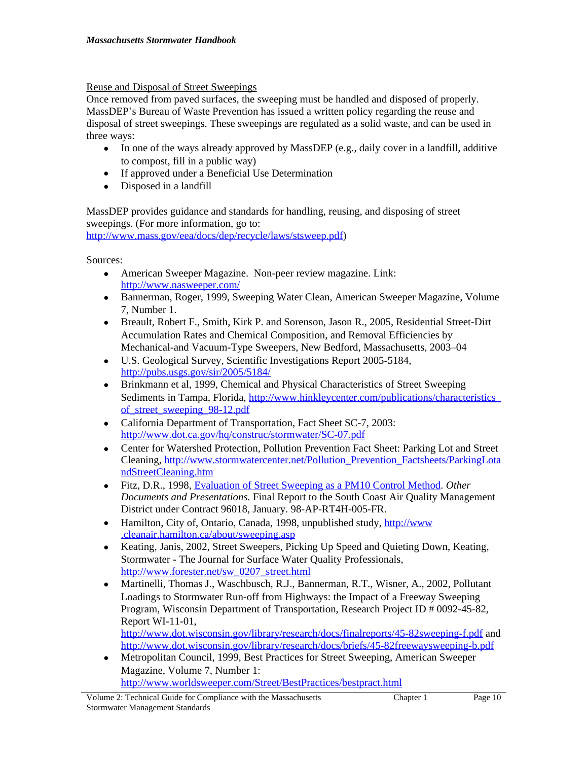Reuse and Disposal of Street Sweepings

Once removed from paved surfaces, the sweeping must be handled and disposed of properly. MassDEP's Bureau of Waste Prevention has issued a written policy regarding the reuse and disposal of street sweepings. These sweepings are regulated as a solid waste, and can be used in three ways:

- In one of the ways already approved by MassDEP (e.g., daily cover in a landfill, additive to compost, fill in a public way)
- If approved under a Beneficial Use Determination
- Disposed in a landfill

MassDEP provides guidance and standards for handling, reusing, and disposing of street sweepings. (For more information, go to: http://www.mass.gov/eea/docs/dep/recycle/laws/stsweep.pdf)

Sources:

- American Sweeper Magazine. Non-peer review magazine. Link: http://www.nasweeper.com/
- Bannerman, Roger, 1999, Sweeping Water Clean, American Sweeper Magazine, Volume 7, Number 1.
- Breault, Robert F., Smith, Kirk P. and Sorenson, Jason R., 2005, Residential Street-Dirt Accumulation Rates and Chemical Composition, and Removal Efficiencies by Mechanical-and Vacuum-Type Sweepers, New Bedford, Massachusetts, 2003–04
- U.S. Geological Survey, Scientific Investigations Report 2005-5184, http://pubs.usgs.gov/sir/2005/5184/
- Brinkmann et al, 1999, Chemical and Physical Characteristics of Street Sweeping Sediments in Tampa, Florida, http://www.hinkleycenter.com/publications/characteristics_of_street_sweeping_98-12.pdf
- California Department of Transportation, Fact Sheet SC-7, 2003: http://www.dot.ca.gov/hq/construc/stormwater/SC-07.pdf
- Center for Watershed Protection, Pollution Prevention Fact Sheet: Parking Lot and Street Cleaning, http://www.stormwatercenter.net/Pollution_Prevention_Factsheets/ParkingLotandStreetCleaning.htm
- Fitz, D.R., 1998, Evaluation of Street Sweeping as a PM10 Control Method. *Other Documents and Presentations.* Final Report to the South Coast Air Quality Management District under Contract 96018, January. 98-AP-RT4H-005-FR.
- Hamilton, City of, Ontario, Canada, 1998, unpublished study, http://www.cleanair.hamilton.ca/about/sweeping.asp
- Keating, Janis, 2002, Street Sweepers, Picking Up Speed and Quieting Down, Keating, Stormwater - The Journal for Surface Water Quality Professionals, http://www.forester.net/sw_0207_street.html
- Martinelli, Thomas J., Waschbusch, R.J., Bannerman, R.T., Wisner, A., 2002, Pollutant Loadings to Stormwater Run-off from Highways: the Impact of a Freeway Sweeping Program, Wisconsin Department of Transportation, Research Project ID # 0092-45-82, Report WI-11-01, http://www.dot.wisconsin.gov/library/research/docs/finalreports/45-82sweeping-f.pdf and http://www.dot.wisconsin.gov/library/research/docs/briefs/45-82freewaysweeping-b.pdf
- Metropolitan Council, 1999, Best Practices for Street Sweeping, American Sweeper Magazine, Volume 7, Number 1: http://www.worldsweeper.com/Street/BestPractices/bestpract.html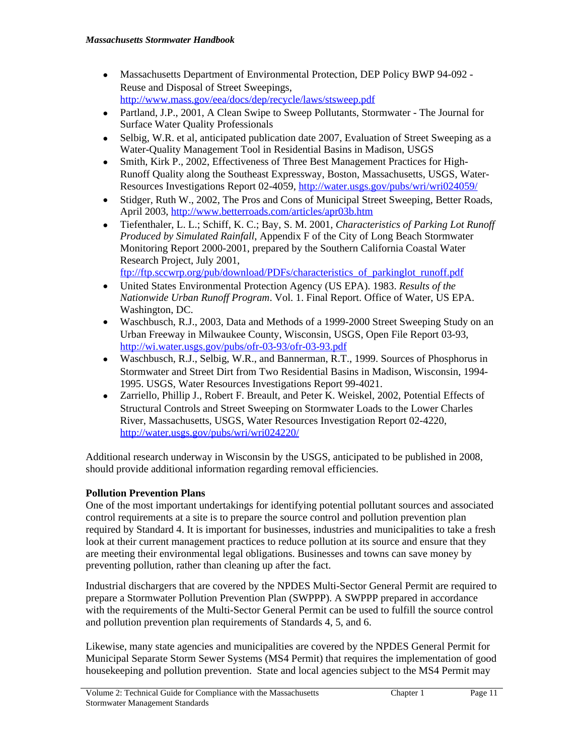- Massachusetts Department of Environmental Protection, DEP Policy BWP 94-092 - Reuse and Disposal of Street Sweepings, http://www.mass.gov/eea/docs/dep/recycle/laws/stsweep.pdf
- Partland, J.P., 2001, A Clean Swipe to Sweep Pollutants, Stormwater - The Journal for Surface Water Quality Professionals
- Selbig, W.R. et al, anticipated publication date 2007, Evaluation of Street Sweeping as a Water-Quality Management Tool in Residential Basins in Madison, USGS
- Smith, Kirk P., 2002, Effectiveness of Three Best Management Practices for High-Runoff Quality along the Southeast Expressway, Boston, Massachusetts, USGS, Water-Resources Investigations Report 02-4059, http://water.usgs.gov/pubs/wri/wri024059/
- Stidger, Ruth W., 2002, The Pros and Cons of Municipal Street Sweeping, Better Roads, April 2003, http://www.betterroads.com/articles/apr03b.htm
- Tiefenthaler, L. L.; Schiff, K. C.; Bay, S. M. 2001, *Characteristics of Parking Lot Runoff Produced by Simulated Rainfall*, Appendix F of the City of Long Beach Stormwater Monitoring Report 2000-2001, prepared by the Southern California Coastal Water Research Project, July 2001, ftp://ftp.sccwrp.org/pub/download/PDFs/characteristics_of_parkinglot_runoff.pdf
- United States Environmental Protection Agency (US EPA). 1983. *Results of the Nationwide Urban Runoff Program*. Vol. 1. Final Report. Office of Water, US EPA. Washington, DC.
- Waschbusch, R.J., 2003, Data and Methods of a 1999-2000 Street Sweeping Study on an Urban Freeway in Milwaukee County, Wisconsin, USGS, Open File Report 03-93, http://wi.water.usgs.gov/pubs/ofr-03-93/ofr-03-93.pdf
- Waschbusch, R.J., Selbig, W.R., and Bannerman, R.T., 1999. Sources of Phosphorus in Stormwater and Street Dirt from Two Residential Basins in Madison, Wisconsin, 1994-1995. USGS, Water Resources Investigations Report 99-4021.
- Zarriello, Phillip J., Robert F. Breault, and Peter K. Weiskel, 2002, Potential Effects of Structural Controls and Street Sweeping on Stormwater Loads to the Lower Charles River, Massachusetts, USGS, Water Resources Investigation Report 02-4220, http://water.usgs.gov/pubs/wri/wri024220/

Additional research underway in Wisconsin by the USGS, anticipated to be published in 2008, should provide additional information regarding removal efficiencies.

**Pollution Prevention Plans**

One of the most important undertakings for identifying potential pollutant sources and associated control requirements at a site is to prepare the source control and pollution prevention plan required by Standard 4. It is important for businesses, industries and municipalities to take a fresh look at their current management practices to reduce pollution at its source and ensure that they are meeting their environmental legal obligations. Businesses and towns can save money by preventing pollution, rather than cleaning up after the fact.

Industrial dischargers that are covered by the NPDES Multi-Sector General Permit are required to prepare a Stormwater Pollution Prevention Plan (SWPPP). A SWPPP prepared in accordance with the requirements of the Multi-Sector General Permit can be used to fulfill the source control and pollution prevention plan requirements of Standards 4, 5, and 6.

Likewise, many state agencies and municipalities are covered by the NPDES General Permit for Municipal Separate Storm Sewer Systems (MS4 Permit) that requires the implementation of good housekeeping and pollution prevention. State and local agencies subject to the MS4 Permit may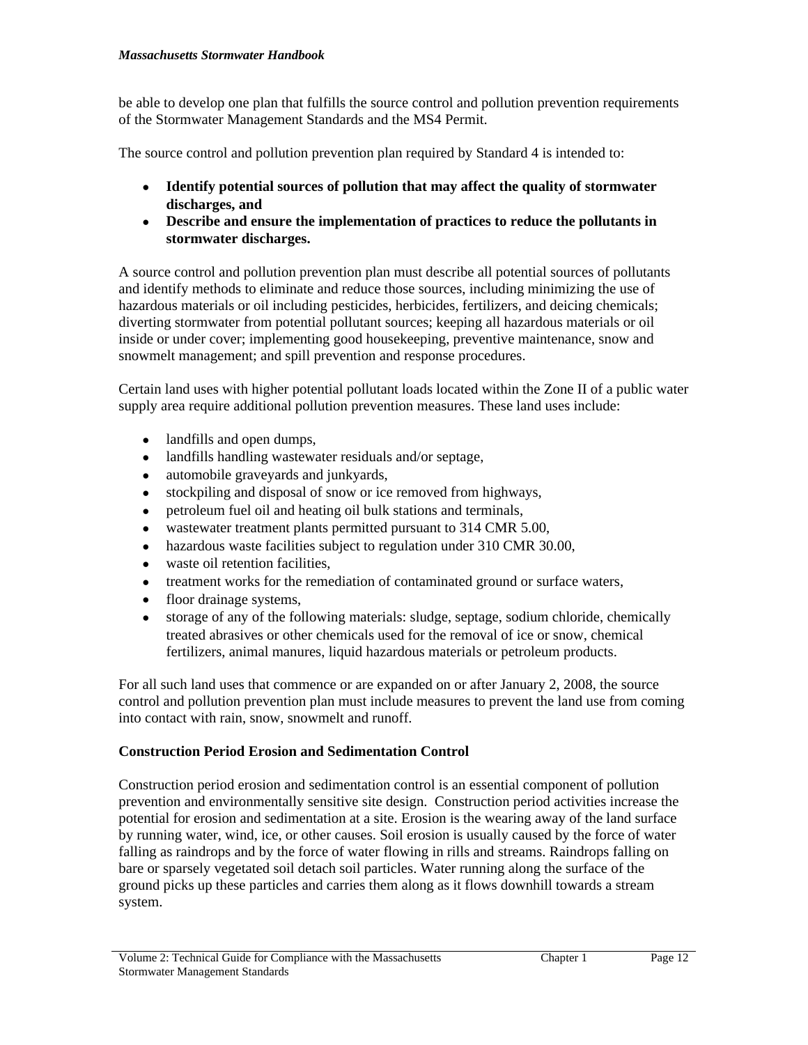be able to develop one plan that fulfills the source control and pollution prevention requirements of the Stormwater Management Standards and the MS4 Permit.

The source control and pollution prevention plan required by Standard 4 is intended to:

- **Identify potential sources of pollution that may affect the quality of stormwater discharges, and**
- **Describe and ensure the implementation of practices to reduce the pollutants in stormwater discharges.**

A source control and pollution prevention plan must describe all potential sources of pollutants and identify methods to eliminate and reduce those sources, including minimizing the use of hazardous materials or oil including pesticides, herbicides, fertilizers, and deicing chemicals; diverting stormwater from potential pollutant sources; keeping all hazardous materials or oil inside or under cover; implementing good housekeeping, preventive maintenance, snow and snowmelt management; and spill prevention and response procedures.

Certain land uses with higher potential pollutant loads located within the Zone II of a public water supply area require additional pollution prevention measures. These land uses include:

- landfills and open dumps,
- landfills handling wastewater residuals and/or septage,
- automobile graveyards and junkyards,
- stockpiling and disposal of snow or ice removed from highways,
- petroleum fuel oil and heating oil bulk stations and terminals,
- wastewater treatment plants permitted pursuant to 314 CMR 5.00,
- hazardous waste facilities subject to regulation under 310 CMR 30.00,
- waste oil retention facilities,
- treatment works for the remediation of contaminated ground or surface waters,
- floor drainage systems,
- storage of any of the following materials: sludge, septage, sodium chloride, chemically treated abrasives or other chemicals used for the removal of ice or snow, chemical fertilizers, animal manures, liquid hazardous materials or petroleum products.

For all such land uses that commence or are expanded on or after January 2, 2008, the source control and pollution prevention plan must include measures to prevent the land use from coming into contact with rain, snow, snowmelt and runoff.

### Construction Period Erosion and Sedimentation Control

Construction period erosion and sedimentation control is an essential component of pollution prevention and environmentally sensitive site design. Construction period activities increase the potential for erosion and sedimentation at a site. Erosion is the wearing away of the land surface by running water, wind, ice, or other causes. Soil erosion is usually caused by the force of water falling as raindrops and by the force of water flowing in rills and streams. Raindrops falling on bare or sparsely vegetated soil detach soil particles. Water running along the surface of the ground picks up these particles and carries them along as it flows downhill towards a stream system.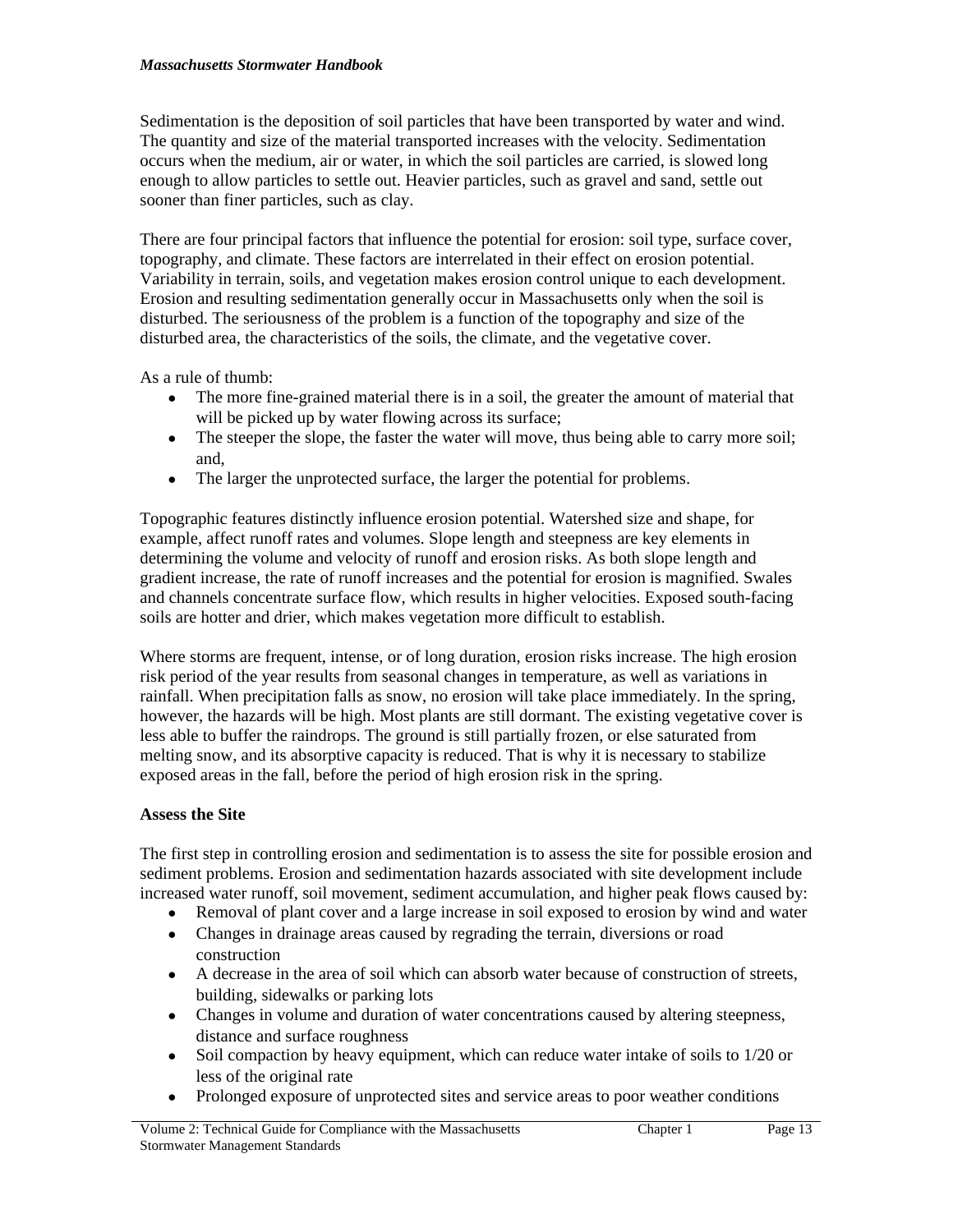Sedimentation is the deposition of soil particles that have been transported by water and wind. The quantity and size of the material transported increases with the velocity. Sedimentation occurs when the medium, air or water, in which the soil particles are carried, is slowed long enough to allow particles to settle out. Heavier particles, such as gravel and sand, settle out sooner than finer particles, such as clay.

There are four principal factors that influence the potential for erosion: soil type, surface cover, topography, and climate. These factors are interrelated in their effect on erosion potential. Variability in terrain, soils, and vegetation makes erosion control unique to each development. Erosion and resulting sedimentation generally occur in Massachusetts only when the soil is disturbed. The seriousness of the problem is a function of the topography and size of the disturbed area, the characteristics of the soils, the climate, and the vegetative cover.

As a rule of thumb:

- The more fine-grained material there is in a soil, the greater the amount of material that will be picked up by water flowing across its surface;
- The steeper the slope, the faster the water will move, thus being able to carry more soil; and,
- The larger the unprotected surface, the larger the potential for problems.

Topographic features distinctly influence erosion potential. Watershed size and shape, for example, affect runoff rates and volumes. Slope length and steepness are key elements in determining the volume and velocity of runoff and erosion risks. As both slope length and gradient increase, the rate of runoff increases and the potential for erosion is magnified. Swales and channels concentrate surface flow, which results in higher velocities. Exposed south-facing soils are hotter and drier, which makes vegetation more difficult to establish.

Where storms are frequent, intense, or of long duration, erosion risks increase. The high erosion risk period of the year results from seasonal changes in temperature, as well as variations in rainfall. When precipitation falls as snow, no erosion will take place immediately. In the spring, however, the hazards will be high. Most plants are still dormant. The existing vegetative cover is less able to buffer the raindrops. The ground is still partially frozen, or else saturated from melting snow, and its absorptive capacity is reduced. That is why it is necessary to stabilize exposed areas in the fall, before the period of high erosion risk in the spring.

**Assess the Site**

The first step in controlling erosion and sedimentation is to assess the site for possible erosion and sediment problems. Erosion and sedimentation hazards associated with site development include increased water runoff, soil movement, sediment accumulation, and higher peak flows caused by:

- Removal of plant cover and a large increase in soil exposed to erosion by wind and water
- Changes in drainage areas caused by regrading the terrain, diversions or road construction
- A decrease in the area of soil which can absorb water because of construction of streets, building, sidewalks or parking lots
- Changes in volume and duration of water concentrations caused by altering steepness, distance and surface roughness
- Soil compaction by heavy equipment, which can reduce water intake of soils to 1/20 or less of the original rate
- Prolonged exposure of unprotected sites and service areas to poor weather conditions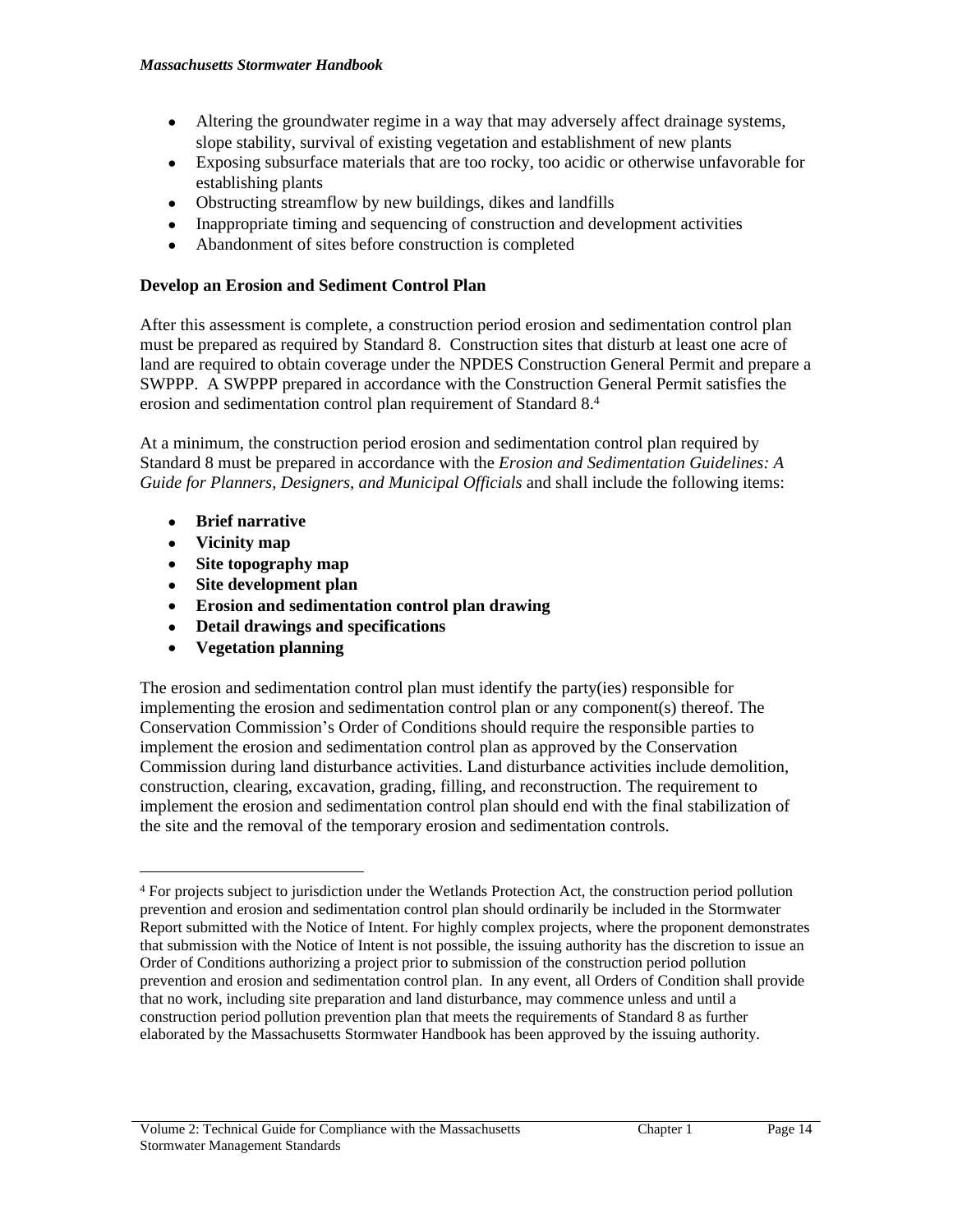- Altering the groundwater regime in a way that may adversely affect drainage systems, slope stability, survival of existing vegetation and establishment of new plants
- Exposing subsurface materials that are too rocky, too acidic or otherwise unfavorable for establishing plants
- Obstructing streamflow by new buildings, dikes and landfills
- Inappropriate timing and sequencing of construction and development activities
- Abandonment of sites before construction is completed

**Develop an Erosion and Sediment Control Plan**

After this assessment is complete, a construction period erosion and sedimentation control plan must be prepared as required by Standard 8. Construction sites that disturb at least one acre of land are required to obtain coverage under the NPDES Construction General Permit and prepare a SWPPP. A SWPPP prepared in accordance with the Construction General Permit satisfies the erosion and sedimentation control plan requirement of Standard 8.[4]

At a minimum, the construction period erosion and sedimentation control plan required by Standard 8 must be prepared in accordance with the *Erosion and Sedimentation Guidelines: A Guide for Planners, Designers, and Municipal Officials* and shall include the following items:

- **Brief narrative**
- **Vicinity map**
- **Site topography map**
- **Site development plan**
- **Erosion and sedimentation control plan drawing**
- **Detail drawings and specifications**
- **Vegetation planning**

The erosion and sedimentation control plan must identify the party(ies) responsible for implementing the erosion and sedimentation control plan or any component(s) thereof. The Conservation Commission's Order of Conditions should require the responsible parties to implement the erosion and sedimentation control plan as approved by the Conservation Commission during land disturbance activities. Land disturbance activities include demolition, construction, clearing, excavation, grading, filling, and reconstruction. The requirement to implement the erosion and sedimentation control plan should end with the final stabilization of the site and the removal of the temporary erosion and sedimentation controls.

---

[4] For projects subject to jurisdiction under the Wetlands Protection Act, the construction period pollution prevention and erosion and sedimentation control plan should ordinarily be included in the Stormwater Report submitted with the Notice of Intent. For highly complex projects, where the proponent demonstrates that submission with the Notice of Intent is not possible, the issuing authority has the discretion to issue an Order of Conditions authorizing a project prior to submission of the construction period pollution prevention and erosion and sedimentation control plan. In any event, all Orders of Condition shall provide that no work, including site preparation and land disturbance, may commence unless and until a construction period pollution prevention plan that meets the requirements of Standard 8 as further elaborated by the Massachusetts Stormwater Handbook has been approved by the issuing authority.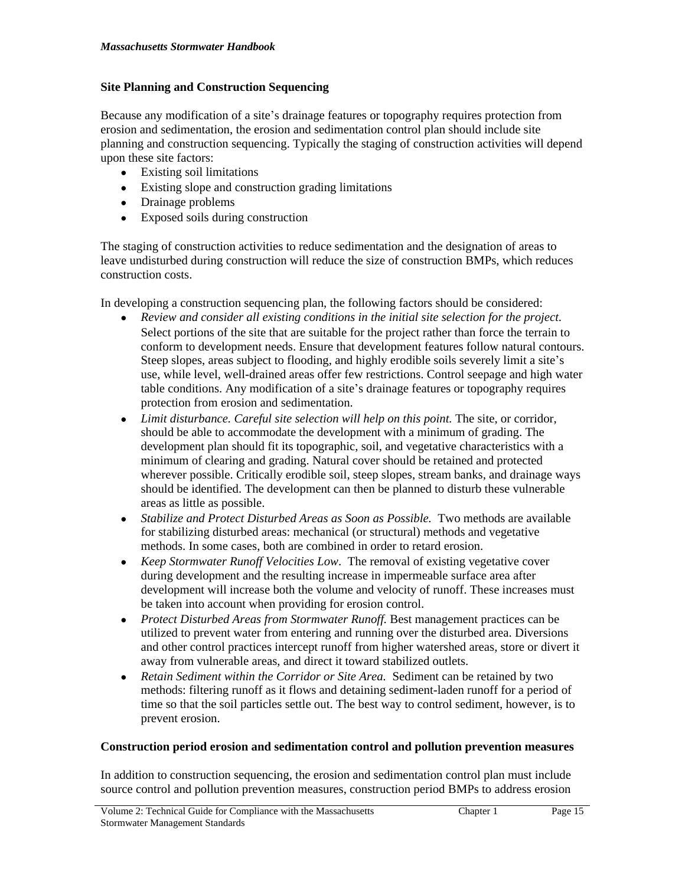**Site Planning and Construction Sequencing**

Because any modification of a site's drainage features or topography requires protection from erosion and sedimentation, the erosion and sedimentation control plan should include site planning and construction sequencing. Typically the staging of construction activities will depend upon these site factors:

- Existing soil limitations
- Existing slope and construction grading limitations
- Drainage problems
- Exposed soils during construction

The staging of construction activities to reduce sedimentation and the designation of areas to leave undisturbed during construction will reduce the size of construction BMPs, which reduces construction costs.

In developing a construction sequencing plan, the following factors should be considered:

- *Review and consider all existing conditions in the initial site selection for the project.* Select portions of the site that are suitable for the project rather than force the terrain to conform to development needs. Ensure that development features follow natural contours. Steep slopes, areas subject to flooding, and highly erodible soils severely limit a site's use, while level, well-drained areas offer few restrictions. Control seepage and high water table conditions. Any modification of a site's drainage features or topography requires protection from erosion and sedimentation.
- *Limit disturbance. Careful site selection will help on this point.* The site, or corridor, should be able to accommodate the development with a minimum of grading. The development plan should fit its topographic, soil, and vegetative characteristics with a minimum of clearing and grading. Natural cover should be retained and protected wherever possible. Critically erodible soil, steep slopes, stream banks, and drainage ways should be identified. The development can then be planned to disturb these vulnerable areas as little as possible.
- *Stabilize and Protect Disturbed Areas as Soon as Possible.* Two methods are available for stabilizing disturbed areas: mechanical (or structural) methods and vegetative methods. In some cases, both are combined in order to retard erosion.
- *Keep Stormwater Runoff Velocities Low*. The removal of existing vegetative cover during development and the resulting increase in impermeable surface area after development will increase both the volume and velocity of runoff. These increases must be taken into account when providing for erosion control.
- *Protect Disturbed Areas from Stormwater Runoff.* Best management practices can be utilized to prevent water from entering and running over the disturbed area. Diversions and other control practices intercept runoff from higher watershed areas, store or divert it away from vulnerable areas, and direct it toward stabilized outlets.
- *Retain Sediment within the Corridor or Site Area.* Sediment can be retained by two methods: filtering runoff as it flows and detaining sediment-laden runoff for a period of time so that the soil particles settle out. The best way to control sediment, however, is to prevent erosion.

**Construction period erosion and sedimentation control and pollution prevention measures**

In addition to construction sequencing, the erosion and sedimentation control plan must include source control and pollution prevention measures, construction period BMPs to address erosion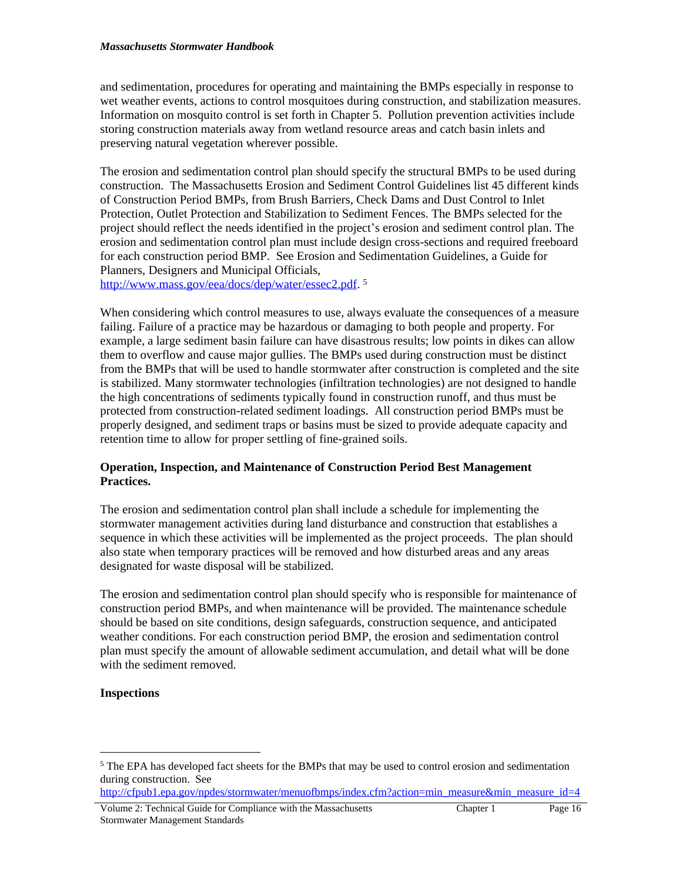and sedimentation, procedures for operating and maintaining the BMPs especially in response to wet weather events, actions to control mosquitoes during construction, and stabilization measures. Information on mosquito control is set forth in Chapter 5. Pollution prevention activities include storing construction materials away from wetland resource areas and catch basin inlets and preserving natural vegetation wherever possible.

The erosion and sedimentation control plan should specify the structural BMPs to be used during construction. The Massachusetts Erosion and Sediment Control Guidelines list 45 different kinds of Construction Period BMPs, from Brush Barriers, Check Dams and Dust Control to Inlet Protection, Outlet Protection and Stabilization to Sediment Fences. The BMPs selected for the project should reflect the needs identified in the project's erosion and sediment control plan. The erosion and sedimentation control plan must include design cross-sections and required freeboard for each construction period BMP. See Erosion and Sedimentation Guidelines, a Guide for Planners, Designers and Municipal Officials, http://www.mass.gov/eea/docs/dep/water/essec2.pdf. [5]

When considering which control measures to use, always evaluate the consequences of a measure failing. Failure of a practice may be hazardous or damaging to both people and property. For example, a large sediment basin failure can have disastrous results; low points in dikes can allow them to overflow and cause major gullies. The BMPs used during construction must be distinct from the BMPs that will be used to handle stormwater after construction is completed and the site is stabilized. Many stormwater technologies (infiltration technologies) are not designed to handle the high concentrations of sediments typically found in construction runoff, and thus must be protected from construction-related sediment loadings. All construction period BMPs must be properly designed, and sediment traps or basins must be sized to provide adequate capacity and retention time to allow for proper settling of fine-grained soils.

**Operation, Inspection, and Maintenance of Construction Period Best Management Practices.**

The erosion and sedimentation control plan shall include a schedule for implementing the stormwater management activities during land disturbance and construction that establishes a sequence in which these activities will be implemented as the project proceeds. The plan should also state when temporary practices will be removed and how disturbed areas and any areas designated for waste disposal will be stabilized.

The erosion and sedimentation control plan should specify who is responsible for maintenance of construction period BMPs, and when maintenance will be provided. The maintenance schedule should be based on site conditions, design safeguards, construction sequence, and anticipated weather conditions. For each construction period BMP, the erosion and sedimentation control plan must specify the amount of allowable sediment accumulation, and detail what will be done with the sediment removed.

**Inspections**

---

[5] The EPA has developed fact sheets for the BMPs that may be used to control erosion and sedimentation during construction. See http://cfpub1.epa.gov/npdes/stormwater/menuofbmps/index.cfm?action=min_measure&min_measure_id=4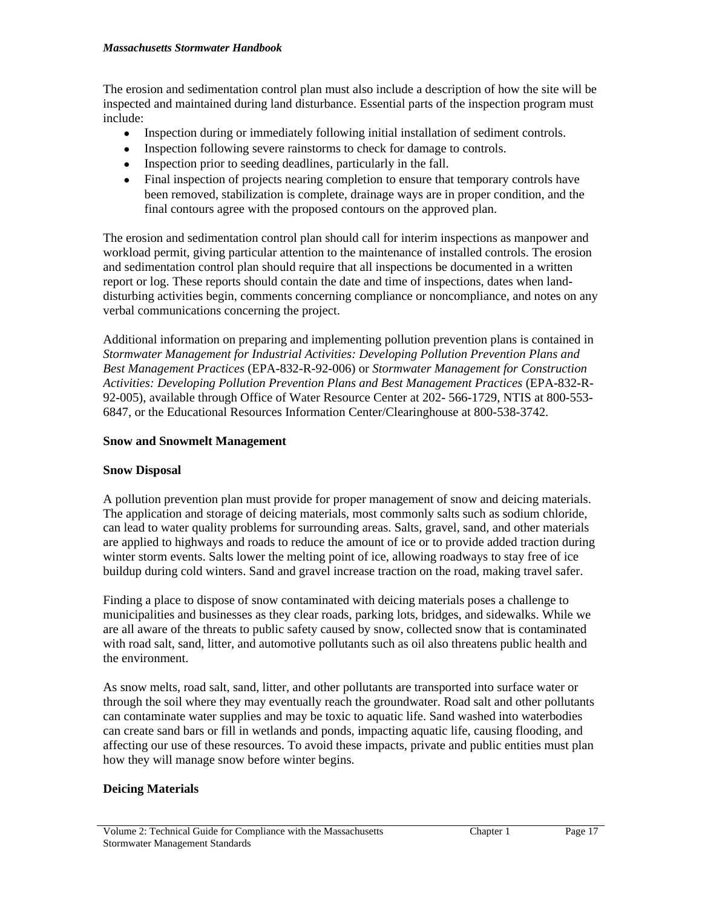The erosion and sedimentation control plan must also include a description of how the site will be inspected and maintained during land disturbance. Essential parts of the inspection program must include:

- Inspection during or immediately following initial installation of sediment controls.
- Inspection following severe rainstorms to check for damage to controls.
- Inspection prior to seeding deadlines, particularly in the fall.
- Final inspection of projects nearing completion to ensure that temporary controls have been removed, stabilization is complete, drainage ways are in proper condition, and the final contours agree with the proposed contours on the approved plan.

The erosion and sedimentation control plan should call for interim inspections as manpower and workload permit, giving particular attention to the maintenance of installed controls. The erosion and sedimentation control plan should require that all inspections be documented in a written report or log. These reports should contain the date and time of inspections, dates when land-disturbing activities begin, comments concerning compliance or noncompliance, and notes on any verbal communications concerning the project.

Additional information on preparing and implementing pollution prevention plans is contained in *Stormwater Management for Industrial Activities: Developing Pollution Prevention Plans and Best Management Practices* (EPA-832-R-92-006) or *Stormwater Management for Construction Activities: Developing Pollution Prevention Plans and Best Management Practices* (EPA-832-R-92-005), available through Office of Water Resource Center at 202- 566-1729, NTIS at 800-553-6847, or the Educational Resources Information Center/Clearinghouse at 800-538-3742.

## Snow and Snowmelt Management

### Snow Disposal

A pollution prevention plan must provide for proper management of snow and deicing materials. The application and storage of deicing materials, most commonly salts such as sodium chloride, can lead to water quality problems for surrounding areas. Salts, gravel, sand, and other materials are applied to highways and roads to reduce the amount of ice or to provide added traction during winter storm events. Salts lower the melting point of ice, allowing roadways to stay free of ice buildup during cold winters. Sand and gravel increase traction on the road, making travel safer.

Finding a place to dispose of snow contaminated with deicing materials poses a challenge to municipalities and businesses as they clear roads, parking lots, bridges, and sidewalks. While we are all aware of the threats to public safety caused by snow, collected snow that is contaminated with road salt, sand, litter, and automotive pollutants such as oil also threatens public health and the environment.

As snow melts, road salt, sand, litter, and other pollutants are transported into surface water or through the soil where they may eventually reach the groundwater. Road salt and other pollutants can contaminate water supplies and may be toxic to aquatic life. Sand washed into waterbodies can create sand bars or fill in wetlands and ponds, impacting aquatic life, causing flooding, and affecting our use of these resources. To avoid these impacts, private and public entities must plan how they will manage snow before winter begins.

### Deicing Materials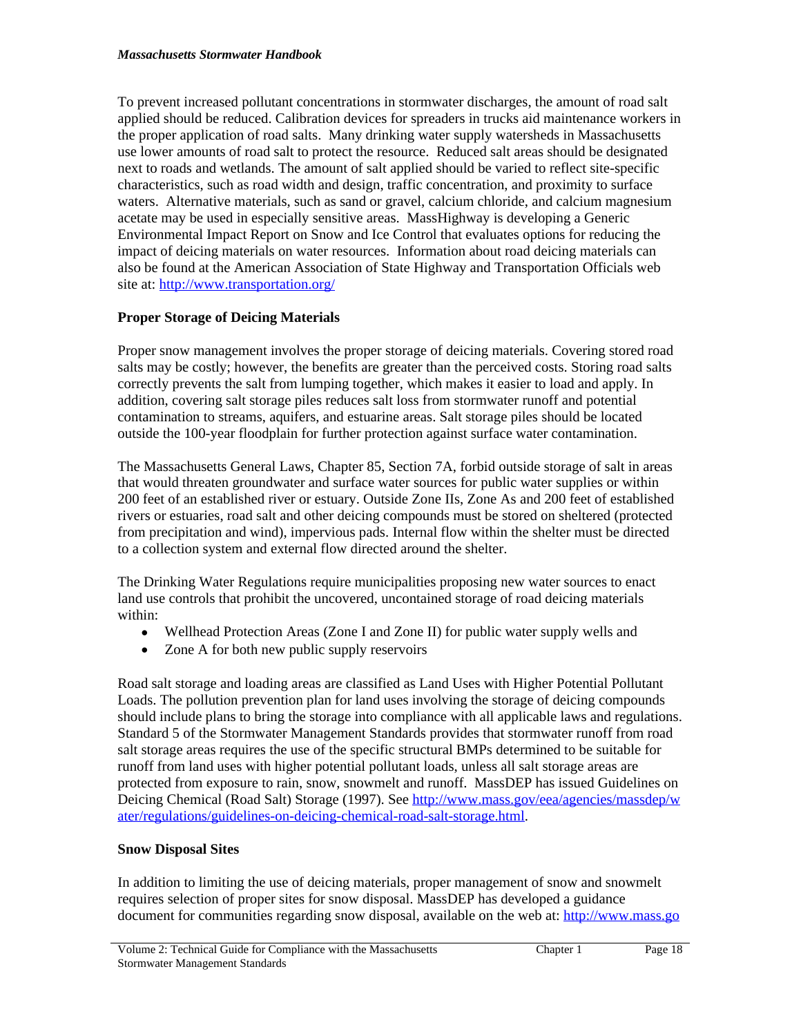To prevent increased pollutant concentrations in stormwater discharges, the amount of road salt applied should be reduced. Calibration devices for spreaders in trucks aid maintenance workers in the proper application of road salts. Many drinking water supply watersheds in Massachusetts use lower amounts of road salt to protect the resource. Reduced salt areas should be designated next to roads and wetlands. The amount of salt applied should be varied to reflect site-specific characteristics, such as road width and design, traffic concentration, and proximity to surface waters. Alternative materials, such as sand or gravel, calcium chloride, and calcium magnesium acetate may be used in especially sensitive areas. MassHighway is developing a Generic Environmental Impact Report on Snow and Ice Control that evaluates options for reducing the impact of deicing materials on water resources. Information about road deicing materials can also be found at the American Association of State Highway and Transportation Officials web site at: http://www.transportation.org/

### Proper Storage of Deicing Materials

Proper snow management involves the proper storage of deicing materials. Covering stored road salts may be costly; however, the benefits are greater than the perceived costs. Storing road salts correctly prevents the salt from lumping together, which makes it easier to load and apply. In addition, covering salt storage piles reduces salt loss from stormwater runoff and potential contamination to streams, aquifers, and estuarine areas. Salt storage piles should be located outside the 100-year floodplain for further protection against surface water contamination.

The Massachusetts General Laws, Chapter 85, Section 7A, forbid outside storage of salt in areas that would threaten groundwater and surface water sources for public water supplies or within 200 feet of an established river or estuary. Outside Zone IIs, Zone As and 200 feet of established rivers or estuaries, road salt and other deicing compounds must be stored on sheltered (protected from precipitation and wind), impervious pads. Internal flow within the shelter must be directed to a collection system and external flow directed around the shelter.

The Drinking Water Regulations require municipalities proposing new water sources to enact land use controls that prohibit the uncovered, uncontained storage of road deicing materials within:

- Wellhead Protection Areas (Zone I and Zone II) for public water supply wells and
- Zone A for both new public supply reservoirs

Road salt storage and loading areas are classified as Land Uses with Higher Potential Pollutant Loads. The pollution prevention plan for land uses involving the storage of deicing compounds should include plans to bring the storage into compliance with all applicable laws and regulations. Standard 5 of the Stormwater Management Standards provides that stormwater runoff from road salt storage areas requires the use of the specific structural BMPs determined to be suitable for runoff from land uses with higher potential pollutant loads, unless all salt storage areas are protected from exposure to rain, snow, snowmelt and runoff. MassDEP has issued Guidelines on Deicing Chemical (Road Salt) Storage (1997). See http://www.mass.gov/eea/agencies/massdep/water/regulations/guidelines-on-deicing-chemical-road-salt-storage.html.

### Snow Disposal Sites

In addition to limiting the use of deicing materials, proper management of snow and snowmelt requires selection of proper sites for snow disposal. MassDEP has developed a guidance document for communities regarding snow disposal, available on the web at: http://www.mass.go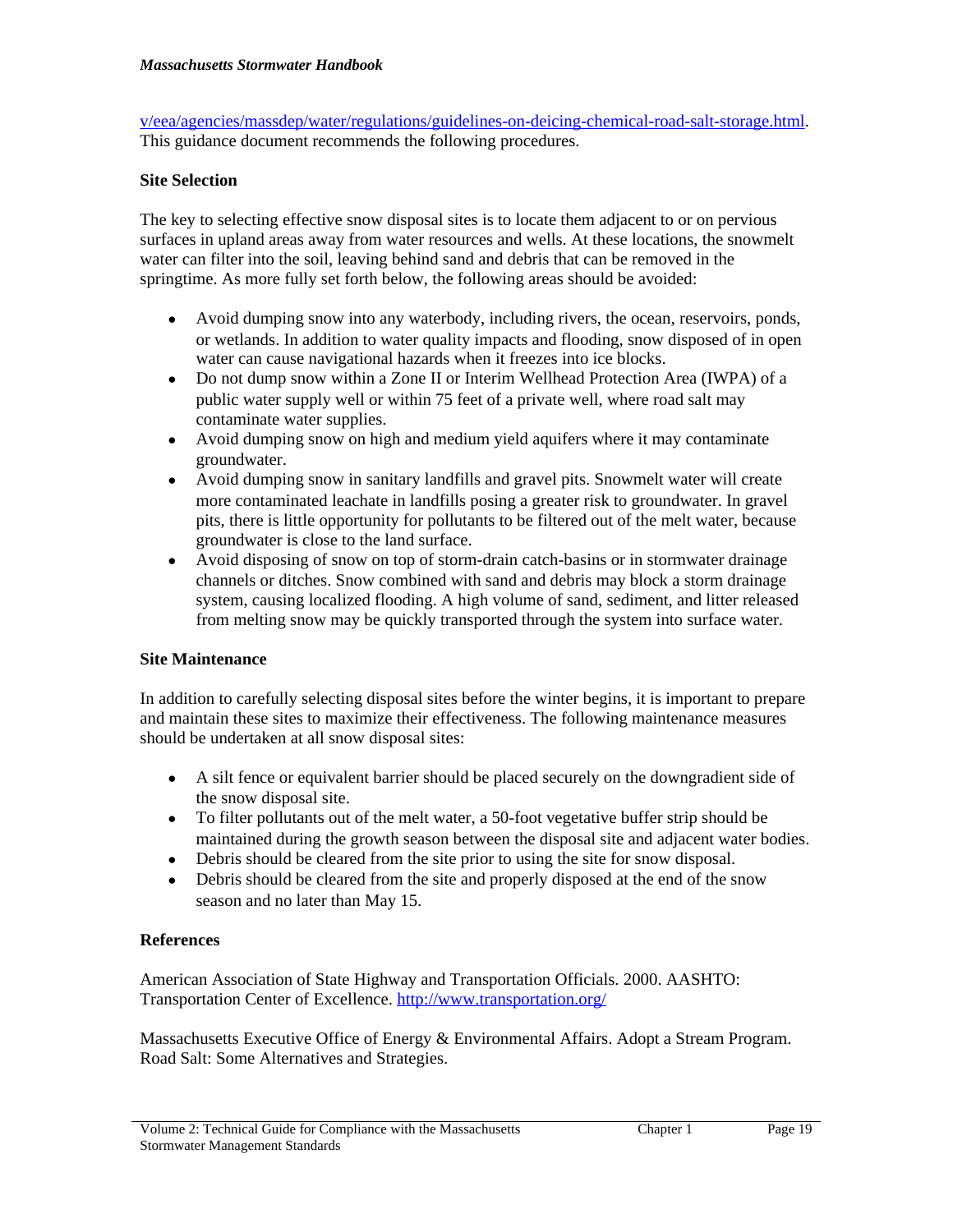v/eea/agencies/massdep/water/regulations/guidelines-on-deicing-chemical-road-salt-storage.html. This guidance document recommends the following procedures.

**Site Selection**

The key to selecting effective snow disposal sites is to locate them adjacent to or on pervious surfaces in upland areas away from water resources and wells. At these locations, the snowmelt water can filter into the soil, leaving behind sand and debris that can be removed in the springtime. As more fully set forth below, the following areas should be avoided:

- Avoid dumping snow into any waterbody, including rivers, the ocean, reservoirs, ponds, or wetlands. In addition to water quality impacts and flooding, snow disposed of in open water can cause navigational hazards when it freezes into ice blocks.
- Do not dump snow within a Zone II or Interim Wellhead Protection Area (IWPA) of a public water supply well or within 75 feet of a private well, where road salt may contaminate water supplies.
- Avoid dumping snow on high and medium yield aquifers where it may contaminate groundwater.
- Avoid dumping snow in sanitary landfills and gravel pits. Snowmelt water will create more contaminated leachate in landfills posing a greater risk to groundwater. In gravel pits, there is little opportunity for pollutants to be filtered out of the melt water, because groundwater is close to the land surface.
- Avoid disposing of snow on top of storm-drain catch-basins or in stormwater drainage channels or ditches. Snow combined with sand and debris may block a storm drainage system, causing localized flooding. A high volume of sand, sediment, and litter released from melting snow may be quickly transported through the system into surface water.

**Site Maintenance**

In addition to carefully selecting disposal sites before the winter begins, it is important to prepare and maintain these sites to maximize their effectiveness. The following maintenance measures should be undertaken at all snow disposal sites:

- A silt fence or equivalent barrier should be placed securely on the downgradient side of the snow disposal site.
- To filter pollutants out of the melt water, a 50-foot vegetative buffer strip should be maintained during the growth season between the disposal site and adjacent water bodies.
- Debris should be cleared from the site prior to using the site for snow disposal.
- Debris should be cleared from the site and properly disposed at the end of the snow season and no later than May 15.

**References**

American Association of State Highway and Transportation Officials. 2000. AASHTO: Transportation Center of Excellence. http://www.transportation.org/

Massachusetts Executive Office of Energy & Environmental Affairs. Adopt a Stream Program. Road Salt: Some Alternatives and Strategies.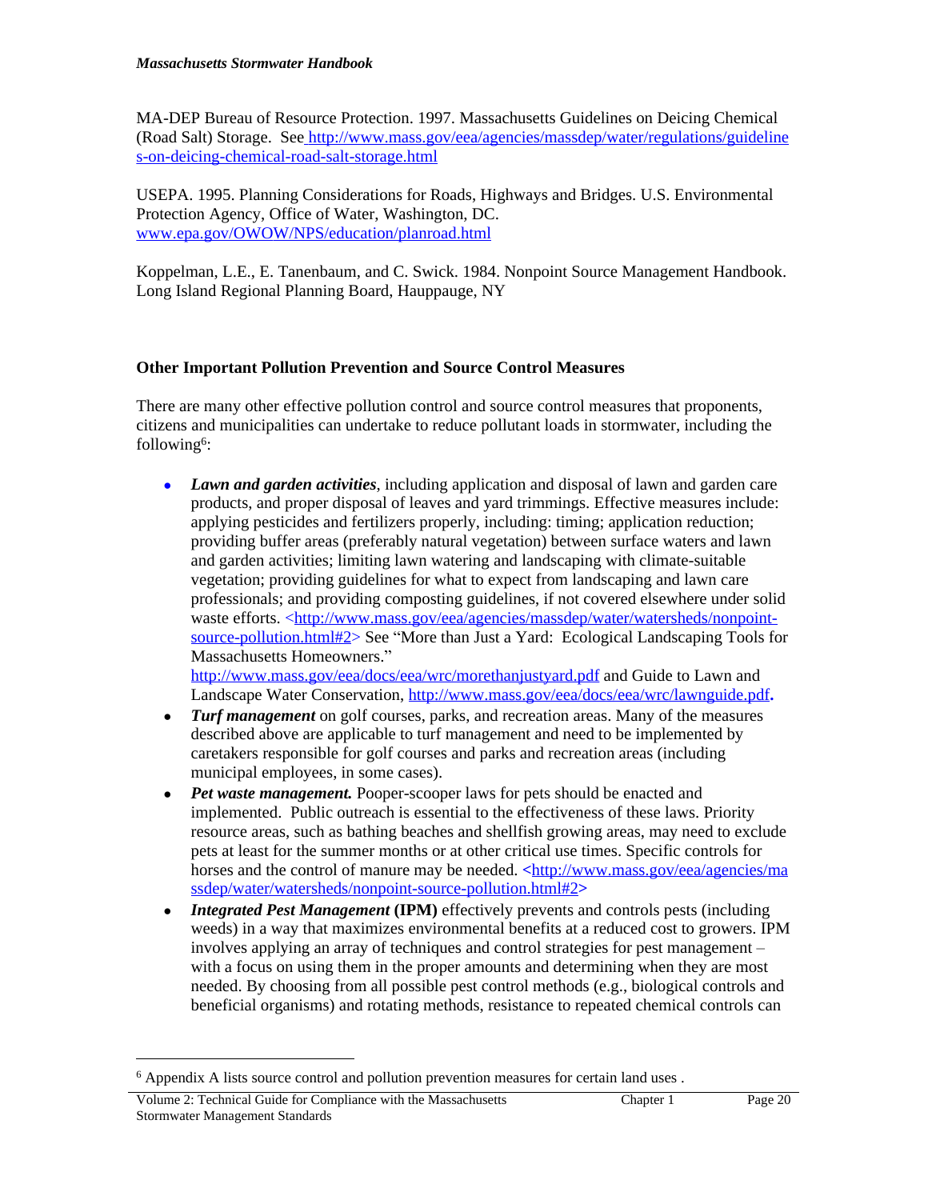MA-DEP Bureau of Resource Protection. 1997. Massachusetts Guidelines on Deicing Chemical (Road Salt) Storage. See http://www.mass.gov/eea/agencies/massdep/water/regulations/guidelines-on-deicing-chemical-road-salt-storage.html

USEPA. 1995. Planning Considerations for Roads, Highways and Bridges. U.S. Environmental Protection Agency, Office of Water, Washington, DC. www.epa.gov/OWOW/NPS/education/planroad.html

Koppelman, L.E., E. Tanenbaum, and C. Swick. 1984. Nonpoint Source Management Handbook. Long Island Regional Planning Board, Hauppauge, NY

**Other Important Pollution Prevention and Source Control Measures**

There are many other effective pollution control and source control measures that proponents, citizens and municipalities can undertake to reduce pollutant loads in stormwater, including the following[6]:

- ***Lawn and garden activities***, including application and disposal of lawn and garden care products, and proper disposal of leaves and yard trimmings. Effective measures include: applying pesticides and fertilizers properly, including: timing; application reduction; providing buffer areas (preferably natural vegetation) between surface waters and lawn and garden activities; limiting lawn watering and landscaping with climate-suitable vegetation; providing guidelines for what to expect from landscaping and lawn care professionals; and providing composting guidelines, if not covered elsewhere under solid waste efforts. <http://www.mass.gov/eea/agencies/massdep/water/watersheds/nonpoint-source-pollution.html#2> See "More than Just a Yard: Ecological Landscaping Tools for Massachusetts Homeowners." http://www.mass.gov/eea/docs/eea/wrc/morethanjustyard.pdf and Guide to Lawn and Landscape Water Conservation, http://www.mass.gov/eea/docs/eea/wrc/lawnguide.pdf**.**
- ***Turf management*** on golf courses, parks, and recreation areas. Many of the measures described above are applicable to turf management and need to be implemented by caretakers responsible for golf courses and parks and recreation areas (including municipal employees, in some cases).
- ***Pet waste management.*** Pooper-scooper laws for pets should be enacted and implemented. Public outreach is essential to the effectiveness of these laws. Priority resource areas, such as bathing beaches and shellfish growing areas, may need to exclude pets at least for the summer months or at other critical use times. Specific controls for horses and the control of manure may be needed. **<**http://www.mass.gov/eea/agencies/massdep/water/watersheds/nonpoint-source-pollution.html#2**>**
- ***Integrated Pest Management* (IPM)** effectively prevents and controls pests (including weeds) in a way that maximizes environmental benefits at a reduced cost to growers. IPM involves applying an array of techniques and control strategies for pest management – with a focus on using them in the proper amounts and determining when they are most needed. By choosing from all possible pest control methods (e.g., biological controls and beneficial organisms) and rotating methods, resistance to repeated chemical controls can

[6] Appendix A lists source control and pollution prevention measures for certain land uses .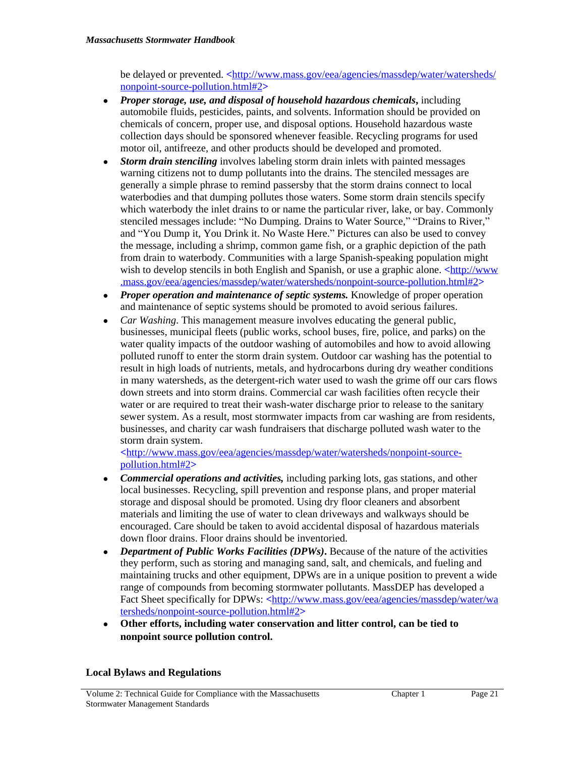be delayed or prevented. <http://www.mass.gov/eea/agencies/massdep/water/watersheds/nonpoint-source-pollution.html#2>

- ***Proper storage, use, and disposal of household hazardous chemicals*****,** including automobile fluids, pesticides, paints, and solvents. Information should be provided on chemicals of concern, proper use, and disposal options. Household hazardous waste collection days should be sponsored whenever feasible. Recycling programs for used motor oil, antifreeze, and other products should be developed and promoted.
- ***Storm drain stenciling*** involves labeling storm drain inlets with painted messages warning citizens not to dump pollutants into the drains. The stenciled messages are generally a simple phrase to remind passersby that the storm drains connect to local waterbodies and that dumping pollutes those waters. Some storm drain stencils specify which waterbody the inlet drains to or name the particular river, lake, or bay. Commonly stenciled messages include: "No Dumping. Drains to Water Source," "Drains to River," and "You Dump it, You Drink it. No Waste Here." Pictures can also be used to convey the message, including a shrimp, common game fish, or a graphic depiction of the path from drain to waterbody. Communities with a large Spanish-speaking population might wish to develop stencils in both English and Spanish, or use a graphic alone. <http://www.mass.gov/eea/agencies/massdep/water/watersheds/nonpoint-source-pollution.html#2>
- ***Proper operation and maintenance of septic systems.*** Knowledge of proper operation and maintenance of septic systems should be promoted to avoid serious failures.
- *Car Washing*. This management measure involves educating the general public, businesses, municipal fleets (public works, school buses, fire, police, and parks) on the water quality impacts of the outdoor washing of automobiles and how to avoid allowing polluted runoff to enter the storm drain system. Outdoor car washing has the potential to result in high loads of nutrients, metals, and hydrocarbons during dry weather conditions in many watersheds, as the detergent-rich water used to wash the grime off our cars flows down streets and into storm drains. Commercial car wash facilities often recycle their water or are required to treat their wash-water discharge prior to release to the sanitary sewer system. As a result, most stormwater impacts from car washing are from residents, businesses, and charity car wash fundraisers that discharge polluted wash water to the storm drain system. <http://www.mass.gov/eea/agencies/massdep/water/watersheds/nonpoint-source-pollution.html#2>
- ***Commercial operations and activities,*** including parking lots, gas stations, and other local businesses. Recycling, spill prevention and response plans, and proper material storage and disposal should be promoted. Using dry floor cleaners and absorbent materials and limiting the use of water to clean driveways and walkways should be encouraged. Care should be taken to avoid accidental disposal of hazardous materials down floor drains. Floor drains should be inventoried.
- ***Department of Public Works Facilities (DPWs)*****.** Because of the nature of the activities they perform, such as storing and managing sand, salt, and chemicals, and fueling and maintaining trucks and other equipment, DPWs are in a unique position to prevent a wide range of compounds from becoming stormwater pollutants. MassDEP has developed a Fact Sheet specifically for DPWs: <http://www.mass.gov/eea/agencies/massdep/water/watersheds/nonpoint-source-pollution.html#2>
- **Other efforts, including water conservation and litter control, can be tied to nonpoint source pollution control.**

#### Local Bylaws and Regulations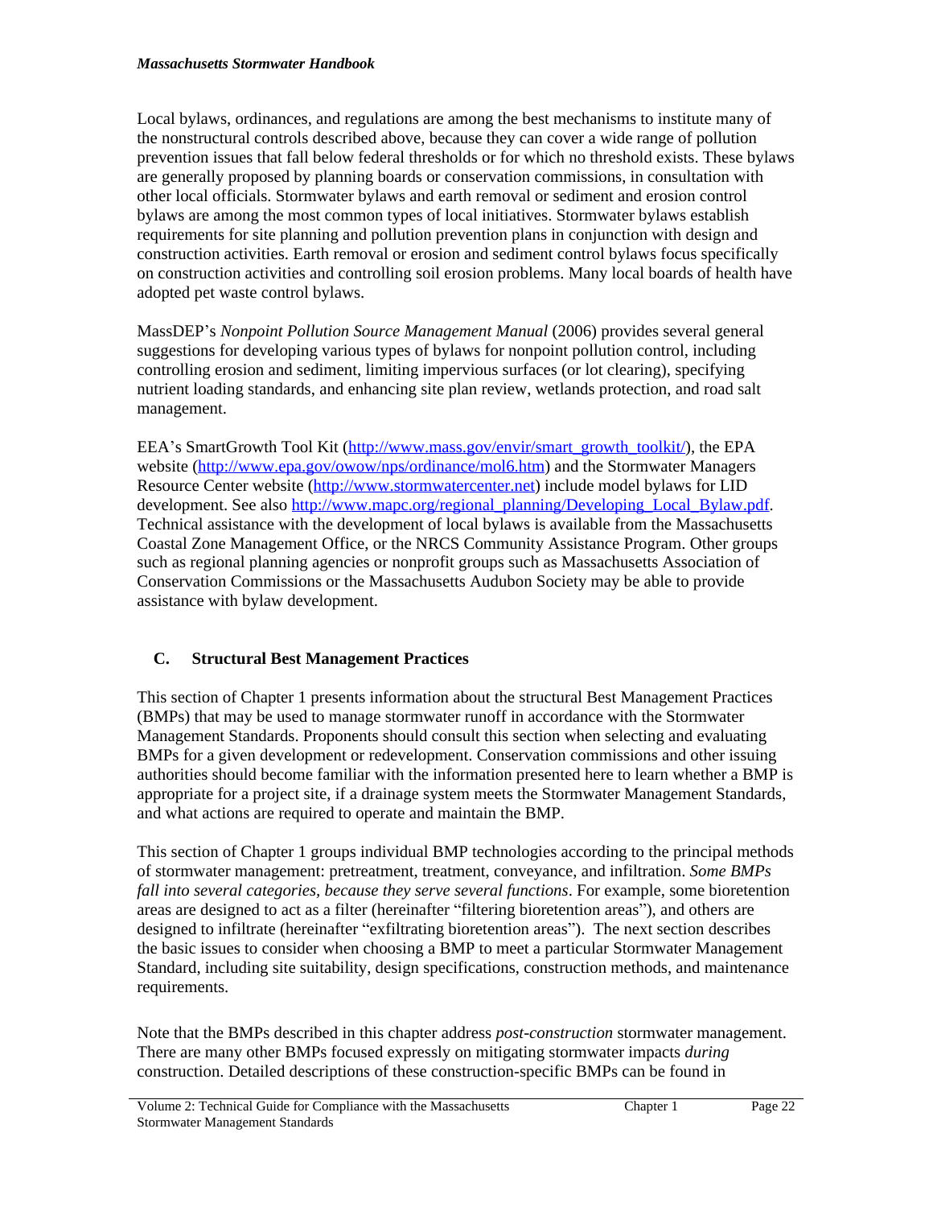Local bylaws, ordinances, and regulations are among the best mechanisms to institute many of the nonstructural controls described above, because they can cover a wide range of pollution prevention issues that fall below federal thresholds or for which no threshold exists. These bylaws are generally proposed by planning boards or conservation commissions, in consultation with other local officials. Stormwater bylaws and earth removal or sediment and erosion control bylaws are among the most common types of local initiatives. Stormwater bylaws establish requirements for site planning and pollution prevention plans in conjunction with design and construction activities. Earth removal or erosion and sediment control bylaws focus specifically on construction activities and controlling soil erosion problems. Many local boards of health have adopted pet waste control bylaws.

MassDEP's *Nonpoint Pollution Source Management Manual* (2006) provides several general suggestions for developing various types of bylaws for nonpoint pollution control, including controlling erosion and sediment, limiting impervious surfaces (or lot clearing), specifying nutrient loading standards, and enhancing site plan review, wetlands protection, and road salt management.

EEA's SmartGrowth Tool Kit ([http://www.mass.gov/envir/smart_growth_toolkit/](http://www.mass.gov/envir/smart_growth_toolkit/)), the EPA website ([http://www.epa.gov/owow/nps/ordinance/mol6.htm](http://www.epa.gov/owow/nps/ordinance/mol6.htm)) and the Stormwater Managers Resource Center website ([http://www.stormwatercenter.net](http://www.stormwatercenter.net)) include model bylaws for LID development. See also [http://www.mapc.org/regional_planning/Developing_Local_Bylaw.pdf](http://www.mapc.org/regional_planning/Developing_Local_Bylaw.pdf). Technical assistance with the development of local bylaws is available from the Massachusetts Coastal Zone Management Office, or the NRCS Community Assistance Program. Other groups such as regional planning agencies or nonprofit groups such as Massachusetts Association of Conservation Commissions or the Massachusetts Audubon Society may be able to provide assistance with bylaw development.

## C. Structural Best Management Practices

This section of Chapter 1 presents information about the structural Best Management Practices (BMPs) that may be used to manage stormwater runoff in accordance with the Stormwater Management Standards. Proponents should consult this section when selecting and evaluating BMPs for a given development or redevelopment. Conservation commissions and other issuing authorities should become familiar with the information presented here to learn whether a BMP is appropriate for a project site, if a drainage system meets the Stormwater Management Standards, and what actions are required to operate and maintain the BMP.

This section of Chapter 1 groups individual BMP technologies according to the principal methods of stormwater management: pretreatment, treatment, conveyance, and infiltration. *Some BMPs fall into several categories, because they serve several functions*. For example, some bioretention areas are designed to act as a filter (hereinafter "filtering bioretention areas"), and others are designed to infiltrate (hereinafter "exfiltrating bioretention areas"). The next section describes the basic issues to consider when choosing a BMP to meet a particular Stormwater Management Standard, including site suitability, design specifications, construction methods, and maintenance requirements.

Note that the BMPs described in this chapter address *post-construction* stormwater management. There are many other BMPs focused expressly on mitigating stormwater impacts *during* construction. Detailed descriptions of these construction-specific BMPs can be found in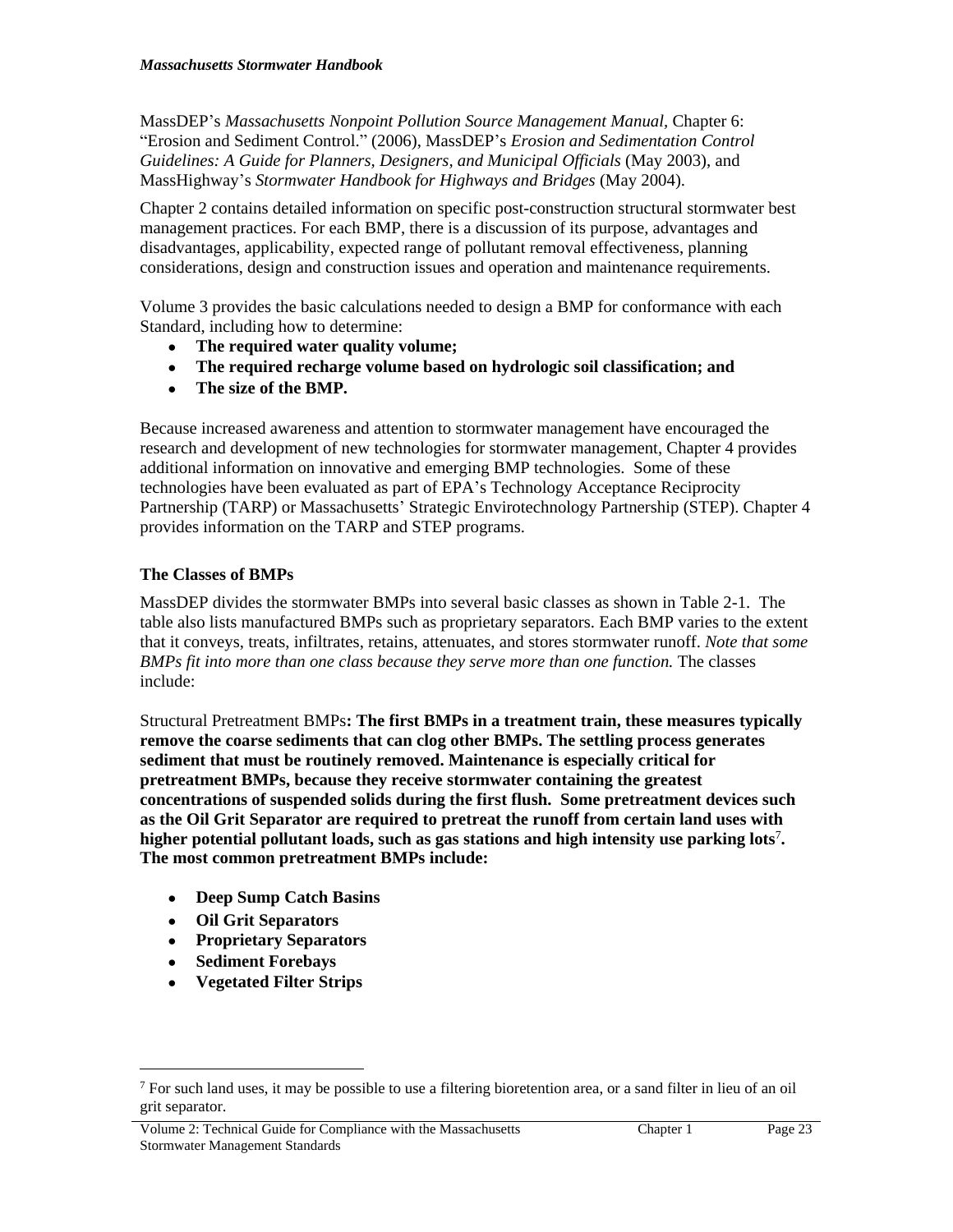MassDEP's *Massachusetts Nonpoint Pollution Source Management Manual*, Chapter 6: "Erosion and Sediment Control." (2006), MassDEP's *Erosion and Sedimentation Control Guidelines: A Guide for Planners, Designers, and Municipal Officials* (May 2003), and MassHighway's *Stormwater Handbook for Highways and Bridges* (May 2004).

Chapter 2 contains detailed information on specific post-construction structural stormwater best management practices. For each BMP, there is a discussion of its purpose, advantages and disadvantages, applicability, expected range of pollutant removal effectiveness, planning considerations, design and construction issues and operation and maintenance requirements.

Volume 3 provides the basic calculations needed to design a BMP for conformance with each Standard, including how to determine:

- **The required water quality volume;**
- **The required recharge volume based on hydrologic soil classification; and**
- **The size of the BMP.**

Because increased awareness and attention to stormwater management have encouraged the research and development of new technologies for stormwater management, Chapter 4 provides additional information on innovative and emerging BMP technologies. Some of these technologies have been evaluated as part of EPA's Technology Acceptance Reciprocity Partnership (TARP) or Massachusetts' Strategic Envirotechnology Partnership (STEP). Chapter 4 provides information on the TARP and STEP programs.

### The Classes of BMPs

MassDEP divides the stormwater BMPs into several basic classes as shown in Table 2-1. The table also lists manufactured BMPs such as proprietary separators. Each BMP varies to the extent that it conveys, treats, infiltrates, retains, attenuates, and stores stormwater runoff. *Note that some BMPs fit into more than one class because they serve more than one function.* The classes include:

Structural Pretreatment BMPs**: The first BMPs in a treatment train, these measures typically remove the coarse sediments that can clog other BMPs. The settling process generates sediment that must be routinely removed. Maintenance is especially critical for pretreatment BMPs, because they receive stormwater containing the greatest concentrations of suspended solids during the first flush. Some pretreatment devices such as the Oil Grit Separator are required to pretreat the runoff from certain land uses with higher potential pollutant loads, such as gas stations and high intensity use parking lots**[7]**. The most common pretreatment BMPs include:**

- **Deep Sump Catch Basins**
- **Oil Grit Separators**
- **Proprietary Separators**
- **Sediment Forebays**
- **Vegetated Filter Strips**

[7] For such land uses, it may be possible to use a filtering bioretention area, or a sand filter in lieu of an oil grit separator.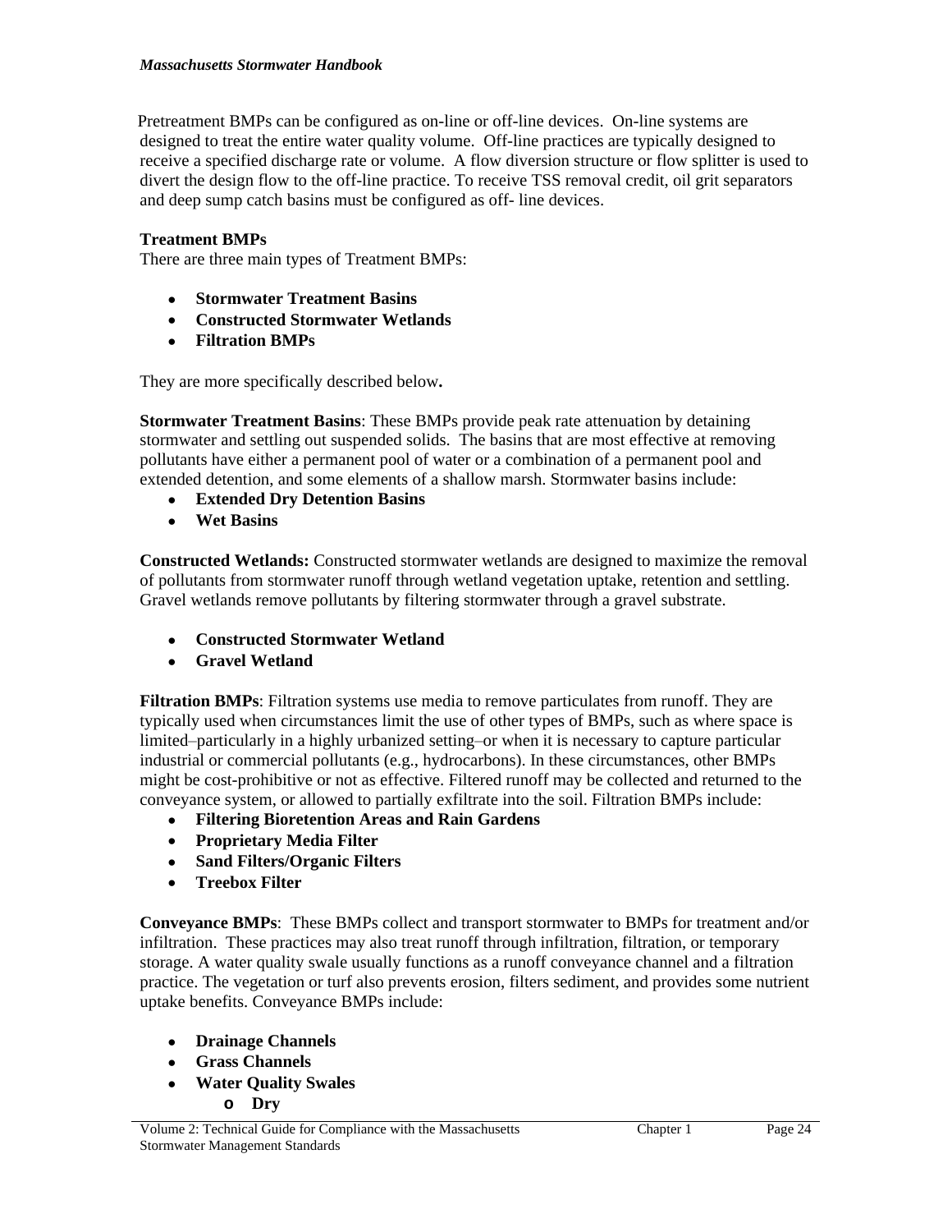Pretreatment BMPs can be configured as on-line or off-line devices. On-line systems are designed to treat the entire water quality volume. Off-line practices are typically designed to receive a specified discharge rate or volume. A flow diversion structure or flow splitter is used to divert the design flow to the off-line practice. To receive TSS removal credit, oil grit separators and deep sump catch basins must be configured as off- line devices.

**Treatment BMPs**
There are three main types of Treatment BMPs:

- **Stormwater Treatment Basins**
- **Constructed Stormwater Wetlands**
- **Filtration BMPs**

They are more specifically described below**.**

**Stormwater Treatment Basins**: These BMPs provide peak rate attenuation by detaining stormwater and settling out suspended solids. The basins that are most effective at removing pollutants have either a permanent pool of water or a combination of a permanent pool and extended detention, and some elements of a shallow marsh. Stormwater basins include:

- **Extended Dry Detention Basins**
- **Wet Basins**

**Constructed Wetlands:** Constructed stormwater wetlands are designed to maximize the removal of pollutants from stormwater runoff through wetland vegetation uptake, retention and settling. Gravel wetlands remove pollutants by filtering stormwater through a gravel substrate.

- **Constructed Stormwater Wetland**
- **Gravel Wetland**

**Filtration BMPs**: Filtration systems use media to remove particulates from runoff. They are typically used when circumstances limit the use of other types of BMPs, such as where space is limited–particularly in a highly urbanized setting–or when it is necessary to capture particular industrial or commercial pollutants (e.g., hydrocarbons). In these circumstances, other BMPs might be cost-prohibitive or not as effective. Filtered runoff may be collected and returned to the conveyance system, or allowed to partially exfiltrate into the soil. Filtration BMPs include:

- **Filtering Bioretention Areas and Rain Gardens**
- **Proprietary Media Filter**
- **Sand Filters/Organic Filters**
- **Treebox Filter**

**Conveyance BMPs**: These BMPs collect and transport stormwater to BMPs for treatment and/or infiltration. These practices may also treat runoff through infiltration, filtration, or temporary storage. A water quality swale usually functions as a runoff conveyance channel and a filtration practice. The vegetation or turf also prevents erosion, filters sediment, and provides some nutrient uptake benefits. Conveyance BMPs include:

- **Drainage Channels**
- **Grass Channels**
- **Water Quality Swales**
  - **Dry**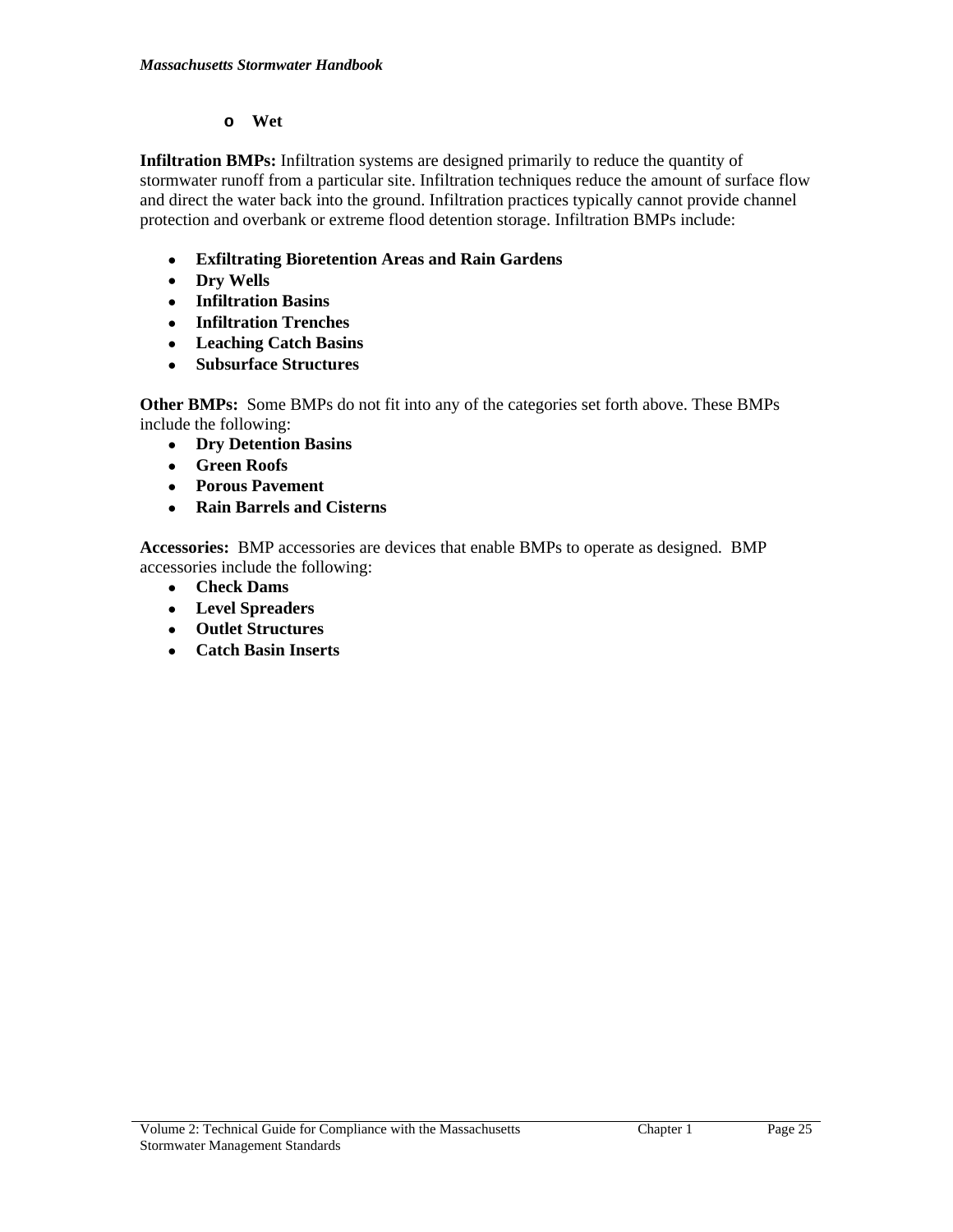- **Wet**

**Infiltration BMPs:** Infiltration systems are designed primarily to reduce the quantity of stormwater runoff from a particular site. Infiltration techniques reduce the amount of surface flow and direct the water back into the ground. Infiltration practices typically cannot provide channel protection and overbank or extreme flood detention storage. Infiltration BMPs include:

- **Exfiltrating Bioretention Areas and Rain Gardens**
- **Dry Wells**
- **Infiltration Basins**
- **Infiltration Trenches**
- **Leaching Catch Basins**
- **Subsurface Structures**

**Other BMPs:** Some BMPs do not fit into any of the categories set forth above. These BMPs include the following:

- **Dry Detention Basins**
- **Green Roofs**
- **Porous Pavement**
- **Rain Barrels and Cisterns**

**Accessories:** BMP accessories are devices that enable BMPs to operate as designed. BMP accessories include the following:

- **Check Dams**
- **Level Spreaders**
- **Outlet Structures**
- **Catch Basin Inserts**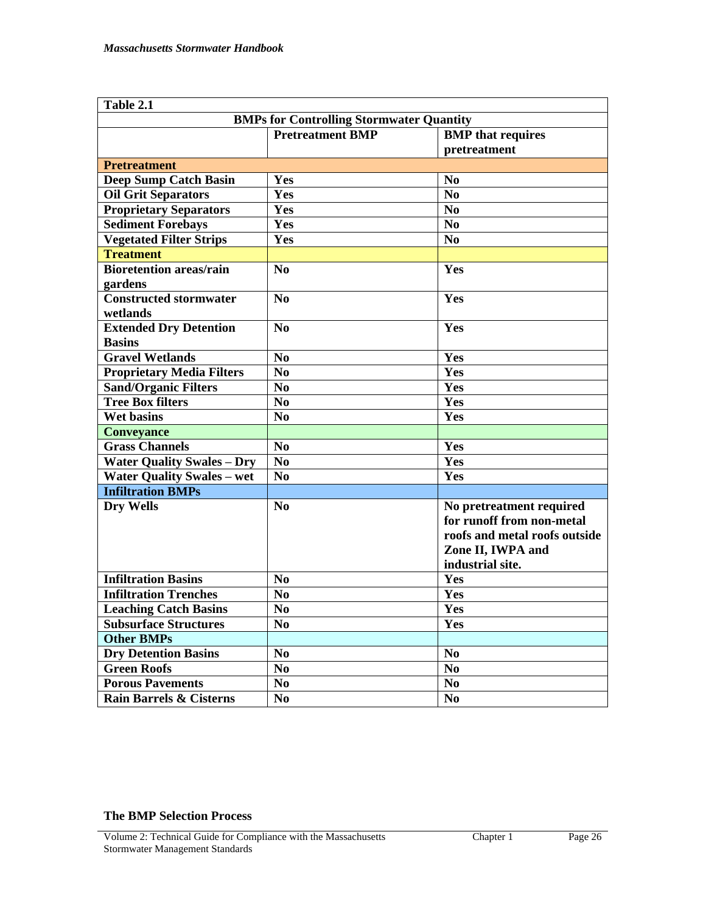| Table 2.1 | | |
|---|---|---|
| **BMPs for Controlling Stormwater Quantity** | | |
| | **Pretreatment BMP** | **BMP that requires pretreatment** |
| **Pretreatment** | | |
| **Deep Sump Catch Basin** | **Yes** | **No** |
| **Oil Grit Separators** | **Yes** | **No** |
| **Proprietary Separators** | **Yes** | **No** |
| **Sediment Forebays** | **Yes** | **No** |
| **Vegetated Filter Strips** | **Yes** | **No** |
| **Treatment** | | |
| **Bioretention areas/rain gardens** | **No** | **Yes** |
| **Constructed stormwater wetlands** | **No** | **Yes** |
| **Extended Dry Detention Basins** | **No** | **Yes** |
| **Gravel Wetlands** | **No** | **Yes** |
| **Proprietary Media Filters** | **No** | **Yes** |
| **Sand/Organic Filters** | **No** | **Yes** |
| **Tree Box filters** | **No** | **Yes** |
| **Wet basins** | **No** | **Yes** |
| **Conveyance** | | |
| **Grass Channels** | **No** | **Yes** |
| **Water Quality Swales – Dry** | **No** | **Yes** |
| **Water Quality Swales – wet** | **No** | **Yes** |
| **Infiltration BMPs** | | |
| **Dry Wells** | **No** | **No pretreatment required for runoff from non-metal roofs and metal roofs outside Zone II, IWPA and industrial site.** |
| **Infiltration Basins** | **No** | **Yes** |
| **Infiltration Trenches** | **No** | **Yes** |
| **Leaching Catch Basins** | **No** | **Yes** |
| **Subsurface Structures** | **No** | **Yes** |
| **Other BMPs** | | |
| **Dry Detention Basins** | **No** | **No** |
| **Green Roofs** | **No** | **No** |
| **Porous Pavements** | **No** | **No** |
| **Rain Barrels & Cisterns** | **No** | **No** |

**The BMP Selection Process**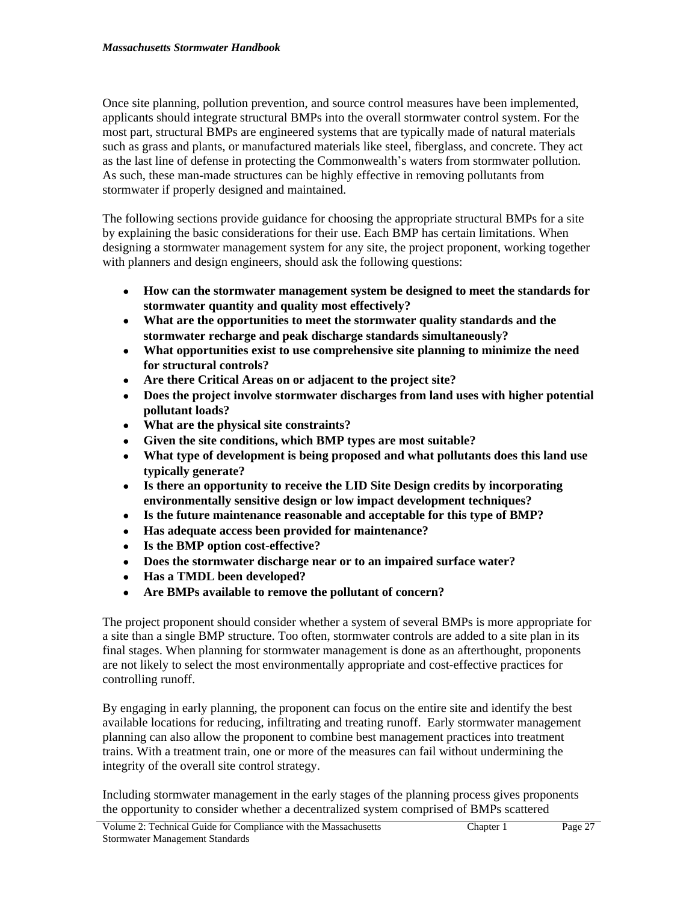Once site planning, pollution prevention, and source control measures have been implemented, applicants should integrate structural BMPs into the overall stormwater control system. For the most part, structural BMPs are engineered systems that are typically made of natural materials such as grass and plants, or manufactured materials like steel, fiberglass, and concrete. They act as the last line of defense in protecting the Commonwealth's waters from stormwater pollution. As such, these man-made structures can be highly effective in removing pollutants from stormwater if properly designed and maintained.

The following sections provide guidance for choosing the appropriate structural BMPs for a site by explaining the basic considerations for their use. Each BMP has certain limitations. When designing a stormwater management system for any site, the project proponent, working together with planners and design engineers, should ask the following questions:

- **How can the stormwater management system be designed to meet the standards for stormwater quantity and quality most effectively?**
- **What are the opportunities to meet the stormwater quality standards and the stormwater recharge and peak discharge standards simultaneously?**
- **What opportunities exist to use comprehensive site planning to minimize the need for structural controls?**
- **Are there Critical Areas on or adjacent to the project site?**
- **Does the project involve stormwater discharges from land uses with higher potential pollutant loads?**
- **What are the physical site constraints?**
- **Given the site conditions, which BMP types are most suitable?**
- **What type of development is being proposed and what pollutants does this land use typically generate?**
- **Is there an opportunity to receive the LID Site Design credits by incorporating environmentally sensitive design or low impact development techniques?**
- **Is the future maintenance reasonable and acceptable for this type of BMP?**
- **Has adequate access been provided for maintenance?**
- **Is the BMP option cost-effective?**
- **Does the stormwater discharge near or to an impaired surface water?**
- **Has a TMDL been developed?**
- **Are BMPs available to remove the pollutant of concern?**

The project proponent should consider whether a system of several BMPs is more appropriate for a site than a single BMP structure. Too often, stormwater controls are added to a site plan in its final stages. When planning for stormwater management is done as an afterthought, proponents are not likely to select the most environmentally appropriate and cost-effective practices for controlling runoff.

By engaging in early planning, the proponent can focus on the entire site and identify the best available locations for reducing, infiltrating and treating runoff. Early stormwater management planning can also allow the proponent to combine best management practices into treatment trains. With a treatment train, one or more of the measures can fail without undermining the integrity of the overall site control strategy.

Including stormwater management in the early stages of the planning process gives proponents the opportunity to consider whether a decentralized system comprised of BMPs scattered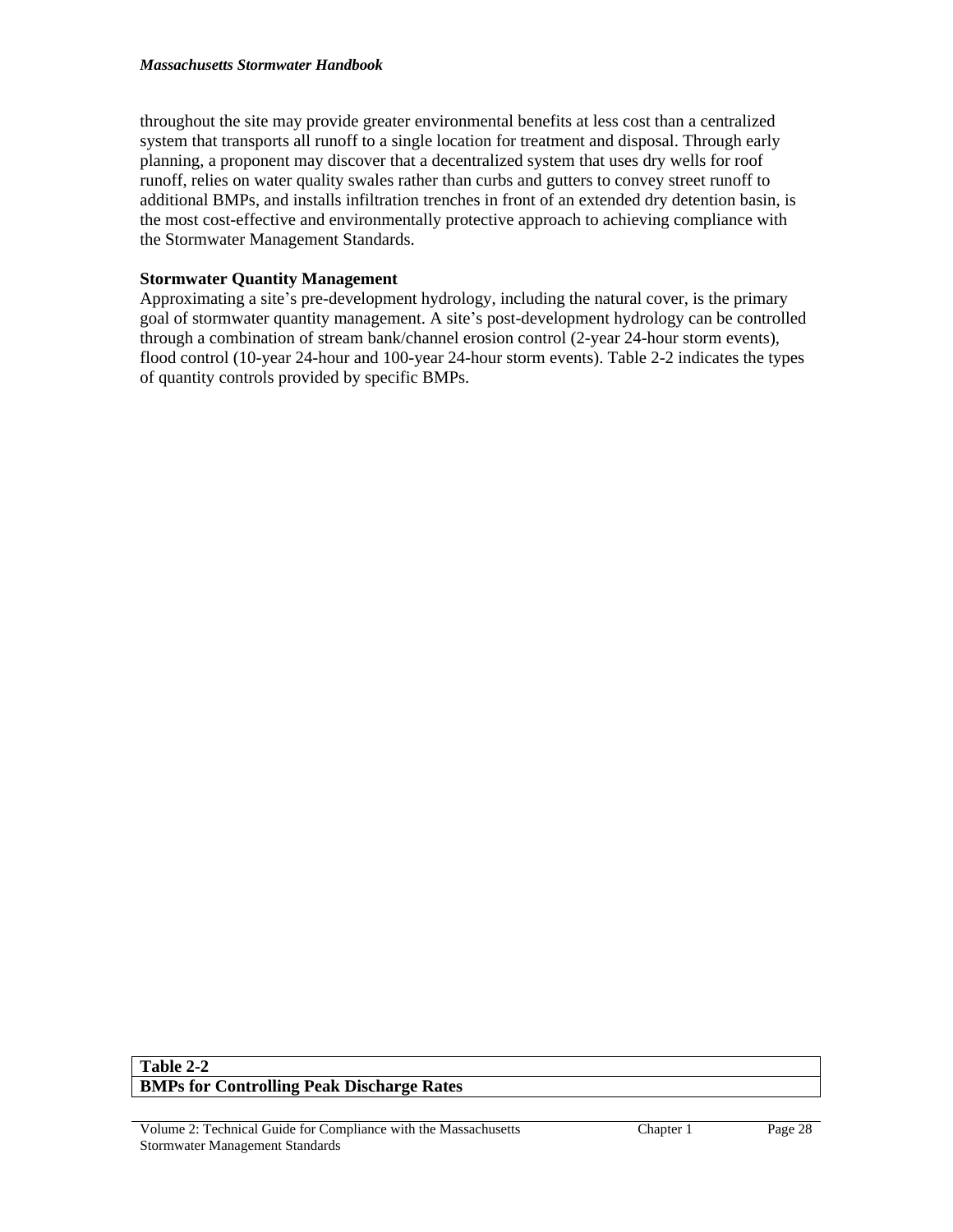throughout the site may provide greater environmental benefits at less cost than a centralized system that transports all runoff to a single location for treatment and disposal. Through early planning, a proponent may discover that a decentralized system that uses dry wells for roof runoff, relies on water quality swales rather than curbs and gutters to convey street runoff to additional BMPs, and installs infiltration trenches in front of an extended dry detention basin, is the most cost-effective and environmentally protective approach to achieving compliance with the Stormwater Management Standards.

**Stormwater Quantity Management**

Approximating a site's pre-development hydrology, including the natural cover, is the primary goal of stormwater quantity management. A site's post-development hydrology can be controlled through a combination of stream bank/channel erosion control (2-year 24-hour storm events), flood control (10-year 24-hour and 100-year 24-hour storm events). Table 2-2 indicates the types of quantity controls provided by specific BMPs.

| **Table 2-2** |
| --- |
| **BMPs for Controlling Peak Discharge Rates** |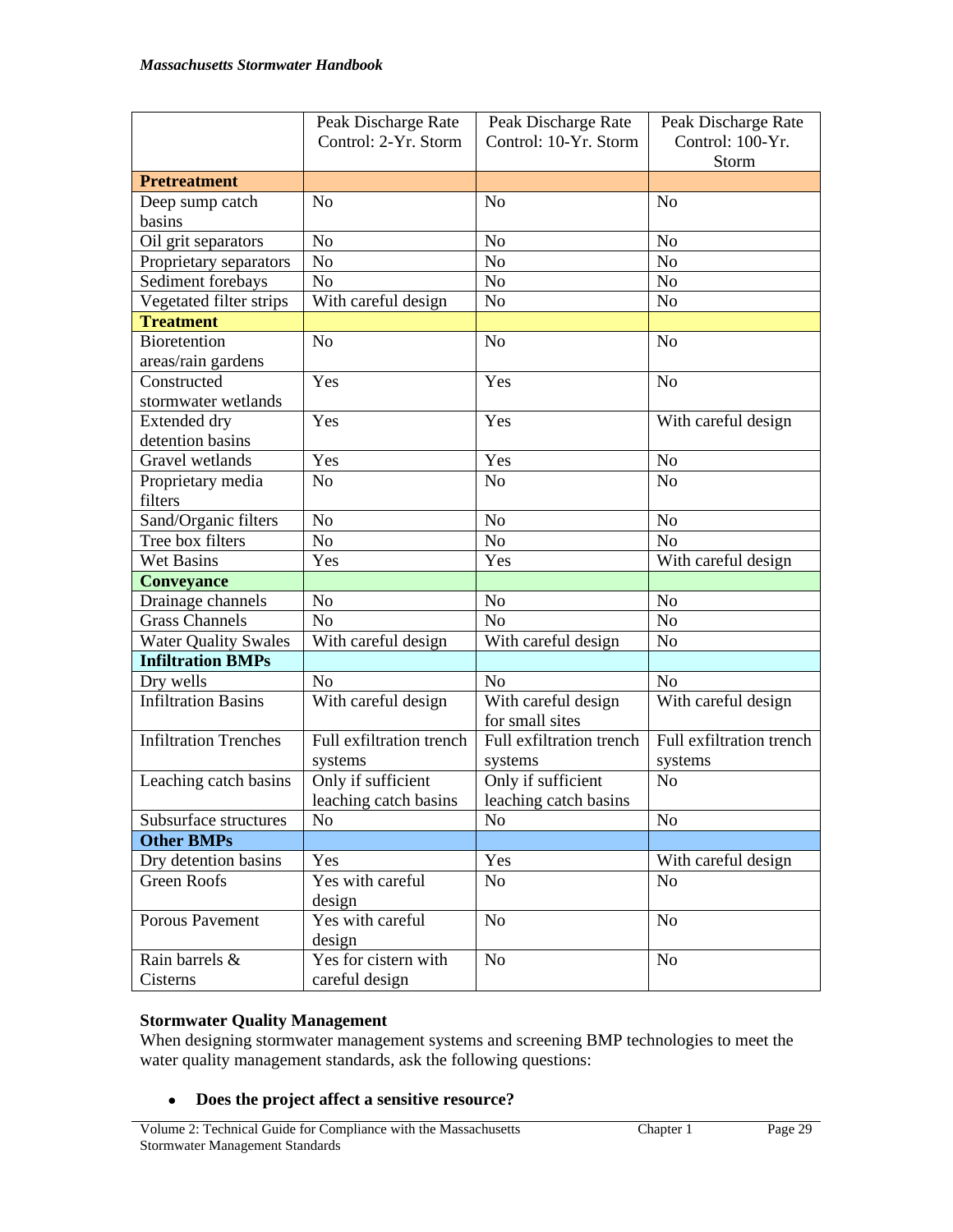| | Peak Discharge Rate Control: 2-Yr. Storm | Peak Discharge Rate Control: 10-Yr. Storm | Peak Discharge Rate Control: 100-Yr. Storm |
|---|---|---|---|
| **Pretreatment** | | | |
| Deep sump catch basins | No | No | No |
| Oil grit separators | No | No | No |
| Proprietary separators | No | No | No |
| Sediment forebays | No | No | No |
| Vegetated filter strips | With careful design | No | No |
| **Treatment** | | | |
| Bioretention areas/rain gardens | No | No | No |
| Constructed stormwater wetlands | Yes | Yes | No |
| Extended dry detention basins | Yes | Yes | With careful design |
| Gravel wetlands | Yes | Yes | No |
| Proprietary media filters | No | No | No |
| Sand/Organic filters | No | No | No |
| Tree box filters | No | No | No |
| Wet Basins | Yes | Yes | With careful design |
| **Conveyance** | | | |
| Drainage channels | No | No | No |
| Grass Channels | No | No | No |
| Water Quality Swales | With careful design | With careful design | No |
| **Infiltration BMPs** | | | |
| Dry wells | No | No | No |
| Infiltration Basins | With careful design | With careful design for small sites | With careful design |
| Infiltration Trenches | Full exfiltration trench systems | Full exfiltration trench systems | Full exfiltration trench systems |
| Leaching catch basins | Only if sufficient leaching catch basins | Only if sufficient leaching catch basins | No |
| Subsurface structures | No | No | No |
| **Other BMPs** | | | |
| Dry detention basins | Yes | Yes | With careful design |
| Green Roofs | Yes with careful design | No | No |
| Porous Pavement | Yes with careful design | No | No |
| Rain barrels & Cisterns | Yes for cistern with careful design | No | No |

**Stormwater Quality Management**

When designing stormwater management systems and screening BMP technologies to meet the water quality management standards, ask the following questions:

- **Does the project affect a sensitive resource?**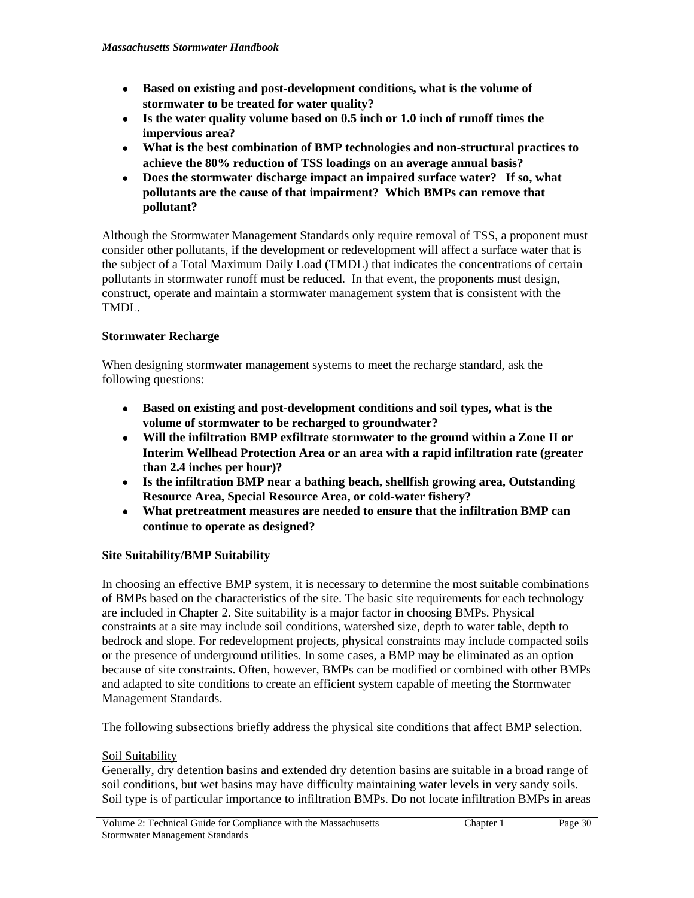- **Based on existing and post-development conditions, what is the volume of stormwater to be treated for water quality?**
- **Is the water quality volume based on 0.5 inch or 1.0 inch of runoff times the impervious area?**
- **What is the best combination of BMP technologies and non-structural practices to achieve the 80% reduction of TSS loadings on an average annual basis?**
- **Does the stormwater discharge impact an impaired surface water? If so, what pollutants are the cause of that impairment? Which BMPs can remove that pollutant?**

Although the Stormwater Management Standards only require removal of TSS, a proponent must consider other pollutants, if the development or redevelopment will affect a surface water that is the subject of a Total Maximum Daily Load (TMDL) that indicates the concentrations of certain pollutants in stormwater runoff must be reduced. In that event, the proponents must design, construct, operate and maintain a stormwater management system that is consistent with the TMDL.

**Stormwater Recharge**

When designing stormwater management systems to meet the recharge standard, ask the following questions:

- **Based on existing and post-development conditions and soil types, what is the volume of stormwater to be recharged to groundwater?**
- **Will the infiltration BMP exfiltrate stormwater to the ground within a Zone II or Interim Wellhead Protection Area or an area with a rapid infiltration rate (greater than 2.4 inches per hour)?**
- **Is the infiltration BMP near a bathing beach, shellfish growing area, Outstanding Resource Area, Special Resource Area, or cold-water fishery?**
- **What pretreatment measures are needed to ensure that the infiltration BMP can continue to operate as designed?**

**Site Suitability/BMP Suitability**

In choosing an effective BMP system, it is necessary to determine the most suitable combinations of BMPs based on the characteristics of the site. The basic site requirements for each technology are included in Chapter 2. Site suitability is a major factor in choosing BMPs. Physical constraints at a site may include soil conditions, watershed size, depth to water table, depth to bedrock and slope. For redevelopment projects, physical constraints may include compacted soils or the presence of underground utilities. In some cases, a BMP may be eliminated as an option because of site constraints. Often, however, BMPs can be modified or combined with other BMPs and adapted to site conditions to create an efficient system capable of meeting the Stormwater Management Standards.

The following subsections briefly address the physical site conditions that affect BMP selection.

<u>Soil Suitability</u>
Generally, dry detention basins and extended dry detention basins are suitable in a broad range of soil conditions, but wet basins may have difficulty maintaining water levels in very sandy soils. Soil type is of particular importance to infiltration BMPs. Do not locate infiltration BMPs in areas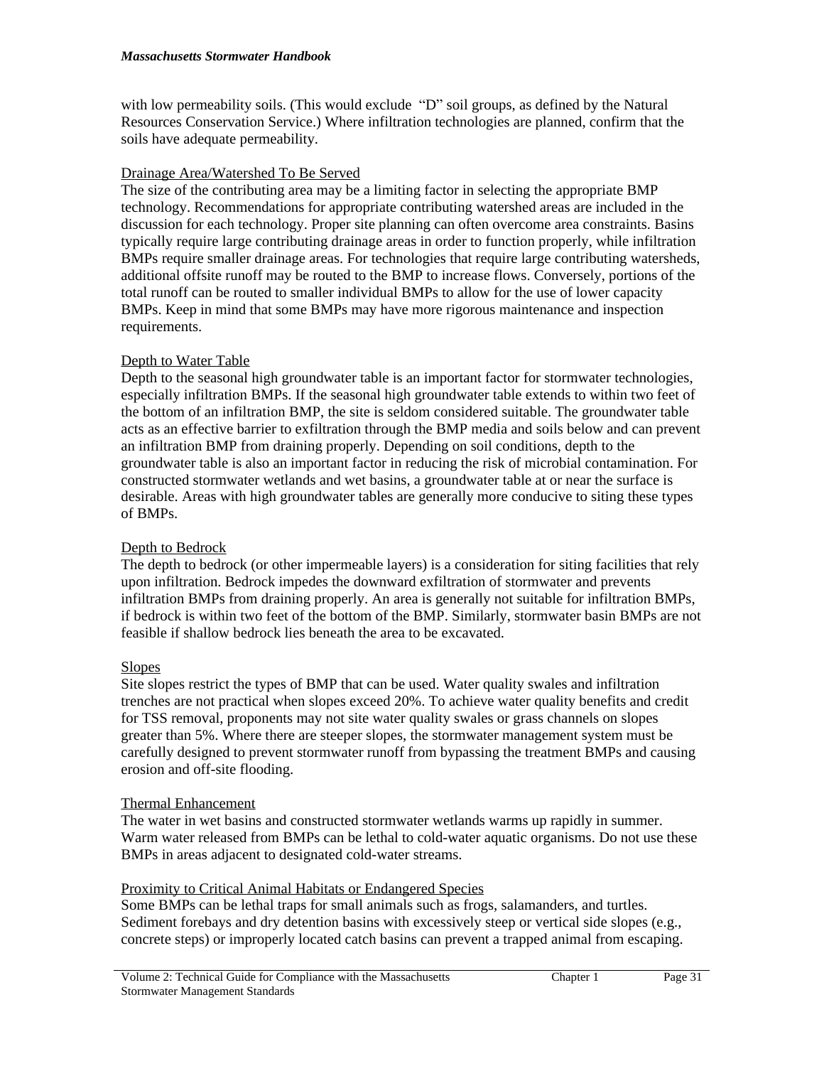with low permeability soils. (This would exclude "D" soil groups, as defined by the Natural Resources Conservation Service.) Where infiltration technologies are planned, confirm that the soils have adequate permeability.

<u>Drainage Area/Watershed To Be Served</u>

The size of the contributing area may be a limiting factor in selecting the appropriate BMP technology. Recommendations for appropriate contributing watershed areas are included in the discussion for each technology. Proper site planning can often overcome area constraints. Basins typically require large contributing drainage areas in order to function properly, while infiltration BMPs require smaller drainage areas. For technologies that require large contributing watersheds, additional offsite runoff may be routed to the BMP to increase flows. Conversely, portions of the total runoff can be routed to smaller individual BMPs to allow for the use of lower capacity BMPs. Keep in mind that some BMPs may have more rigorous maintenance and inspection requirements.

<u>Depth to Water Table</u>

Depth to the seasonal high groundwater table is an important factor for stormwater technologies, especially infiltration BMPs. If the seasonal high groundwater table extends to within two feet of the bottom of an infiltration BMP, the site is seldom considered suitable. The groundwater table acts as an effective barrier to exfiltration through the BMP media and soils below and can prevent an infiltration BMP from draining properly. Depending on soil conditions, depth to the groundwater table is also an important factor in reducing the risk of microbial contamination. For constructed stormwater wetlands and wet basins, a groundwater table at or near the surface is desirable. Areas with high groundwater tables are generally more conducive to siting these types of BMPs.

<u>Depth to Bedrock</u>

The depth to bedrock (or other impermeable layers) is a consideration for siting facilities that rely upon infiltration. Bedrock impedes the downward exfiltration of stormwater and prevents infiltration BMPs from draining properly. An area is generally not suitable for infiltration BMPs, if bedrock is within two feet of the bottom of the BMP. Similarly, stormwater basin BMPs are not feasible if shallow bedrock lies beneath the area to be excavated.

<u>Slopes</u>

Site slopes restrict the types of BMP that can be used. Water quality swales and infiltration trenches are not practical when slopes exceed 20%. To achieve water quality benefits and credit for TSS removal, proponents may not site water quality swales or grass channels on slopes greater than 5%. Where there are steeper slopes, the stormwater management system must be carefully designed to prevent stormwater runoff from bypassing the treatment BMPs and causing erosion and off-site flooding.

<u>Thermal Enhancement</u>

The water in wet basins and constructed stormwater wetlands warms up rapidly in summer. Warm water released from BMPs can be lethal to cold-water aquatic organisms. Do not use these BMPs in areas adjacent to designated cold-water streams.

<u>Proximity to Critical Animal Habitats or Endangered Species</u>

Some BMPs can be lethal traps for small animals such as frogs, salamanders, and turtles. Sediment forebays and dry detention basins with excessively steep or vertical side slopes (e.g., concrete steps) or improperly located catch basins can prevent a trapped animal from escaping.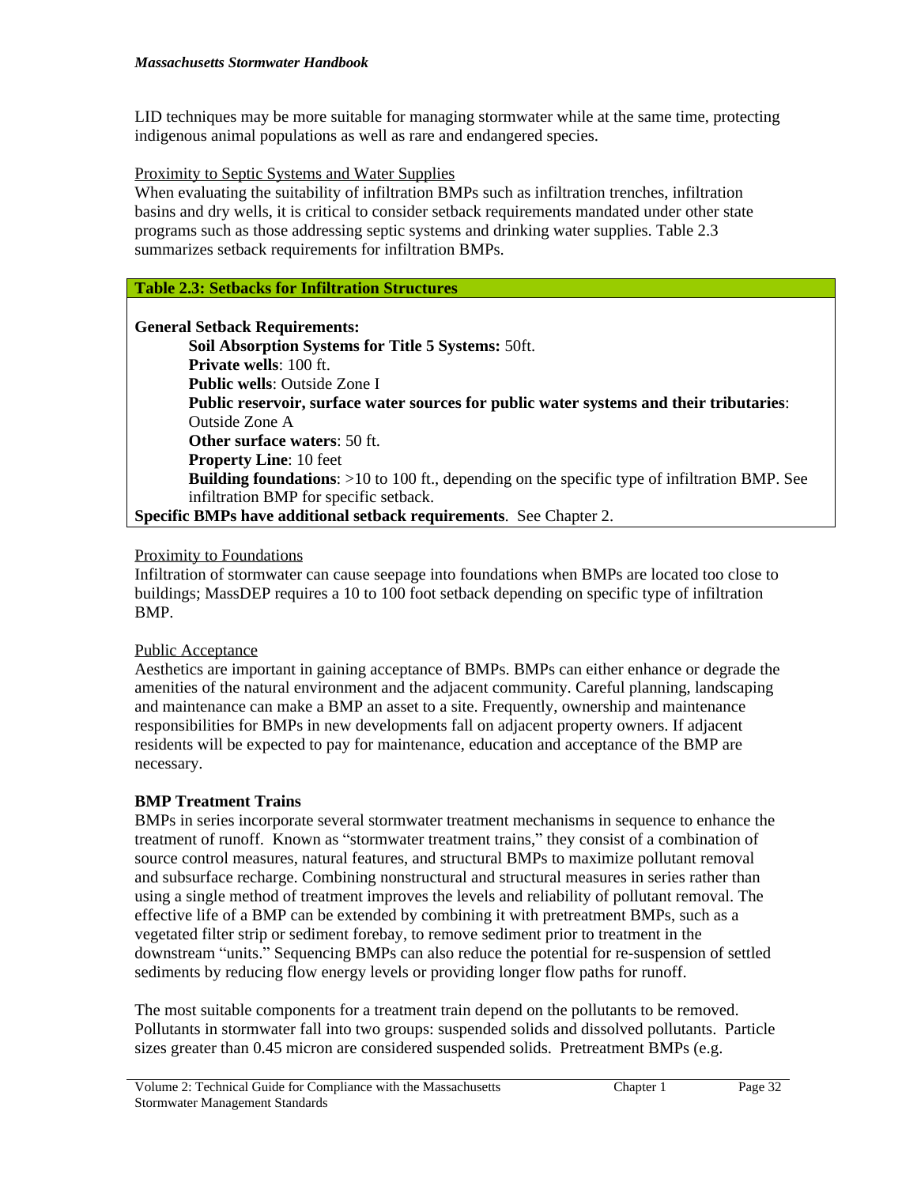LID techniques may be more suitable for managing stormwater while at the same time, protecting indigenous animal populations as well as rare and endangered species.

Proximity to Septic Systems and Water Supplies

When evaluating the suitability of infiltration BMPs such as infiltration trenches, infiltration basins and dry wells, it is critical to consider setback requirements mandated under other state programs such as those addressing septic systems and drinking water supplies. Table 2.3 summarizes setback requirements for infiltration BMPs.

| **Table 2.3: Setbacks for Infiltration Structures** |
|---|
| **General Setback Requirements:**<br>**Soil Absorption Systems for Title 5 Systems:** 50ft.<br>**Private wells**: 100 ft.<br>**Public wells**: Outside Zone I<br>**Public reservoir, surface water sources for public water systems and their tributaries**: Outside Zone A<br>**Other surface waters**: 50 ft.<br>**Property Line**: 10 feet<br>**Building foundations**: >10 to 100 ft., depending on the specific type of infiltration BMP. See infiltration BMP for specific setback.<br>**Specific BMPs have additional setback requirements**. See Chapter 2. |

Proximity to Foundations

Infiltration of stormwater can cause seepage into foundations when BMPs are located too close to buildings; MassDEP requires a 10 to 100 foot setback depending on specific type of infiltration BMP.

Public Acceptance

Aesthetics are important in gaining acceptance of BMPs. BMPs can either enhance or degrade the amenities of the natural environment and the adjacent community. Careful planning, landscaping and maintenance can make a BMP an asset to a site. Frequently, ownership and maintenance responsibilities for BMPs in new developments fall on adjacent property owners. If adjacent residents will be expected to pay for maintenance, education and acceptance of the BMP are necessary.

**BMP Treatment Trains**

BMPs in series incorporate several stormwater treatment mechanisms in sequence to enhance the treatment of runoff. Known as "stormwater treatment trains," they consist of a combination of source control measures, natural features, and structural BMPs to maximize pollutant removal and subsurface recharge. Combining nonstructural and structural measures in series rather than using a single method of treatment improves the levels and reliability of pollutant removal. The effective life of a BMP can be extended by combining it with pretreatment BMPs, such as a vegetated filter strip or sediment forebay, to remove sediment prior to treatment in the downstream "units." Sequencing BMPs can also reduce the potential for re-suspension of settled sediments by reducing flow energy levels or providing longer flow paths for runoff.

The most suitable components for a treatment train depend on the pollutants to be removed. Pollutants in stormwater fall into two groups: suspended solids and dissolved pollutants. Particle sizes greater than 0.45 micron are considered suspended solids. Pretreatment BMPs (e.g.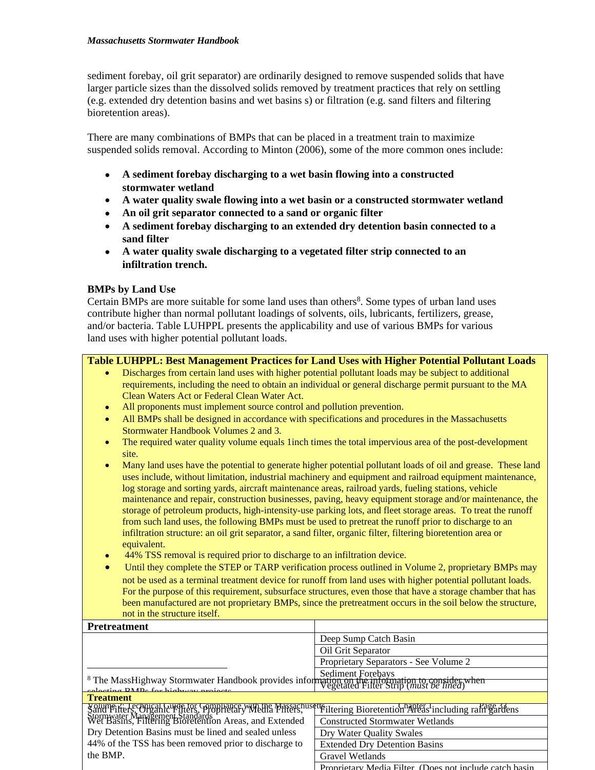sediment forebay, oil grit separator) are ordinarily designed to remove suspended solids that have larger particle sizes than the dissolved solids removed by treatment practices that rely on settling (e.g. extended dry detention basins and wet basins s) or filtration (e.g. sand filters and filtering bioretention areas).

There are many combinations of BMPs that can be placed in a treatment train to maximize suspended solids removal. According to Minton (2006), some of the more common ones include:

- **A sediment forebay discharging to a wet basin flowing into a constructed stormwater wetland**
- **A water quality swale flowing into a wet basin or a constructed stormwater wetland**
- **An oil grit separator connected to a sand or organic filter**
- **A sediment forebay discharging to an extended dry detention basin connected to a sand filter**
- **A water quality swale discharging to a vegetated filter strip connected to an infiltration trench.**

**BMPs by Land Use**

Certain BMPs are more suitable for some land uses than others[8]. Some types of urban land uses contribute higher than normal pollutant loadings of solvents, oils, lubricants, fertilizers, grease, and/or bacteria. Table LUHPPL presents the applicability and use of various BMPs for various land uses with higher potential pollutant loads.

**Table LUHPPL: Best Management Practices for Land Uses with Higher Potential Pollutant Loads**

- Discharges from certain land uses with higher potential pollutant loads may be subject to additional requirements, including the need to obtain an individual or general discharge permit pursuant to the MA Clean Waters Act or Federal Clean Water Act.
- All proponents must implement source control and pollution prevention.
- All BMPs shall be designed in accordance with specifications and procedures in the Massachusetts Stormwater Handbook Volumes 2 and 3.
- The required water quality volume equals 1inch times the total impervious area of the post-development site.
- Many land uses have the potential to generate higher potential pollutant loads of oil and grease. These land uses include, without limitation, industrial machinery and equipment and railroad equipment maintenance, log storage and sorting yards, aircraft maintenance areas, railroad yards, fueling stations, vehicle maintenance and repair, construction businesses, paving, heavy equipment storage and/or maintenance, the storage of petroleum products, high-intensity-use parking lots, and fleet storage areas. To treat the runoff from such land uses, the following BMPs must be used to pretreat the runoff prior to discharge to an infiltration structure: an oil grit separator, a sand filter, organic filter, filtering bioretention area or equivalent.
- 44% TSS removal is required prior to discharge to an infiltration device.
- Until they complete the STEP or TARP verification process outlined in Volume 2, proprietary BMPs may not be used as a terminal treatment device for runoff from land uses with higher potential pollutant loads. For the purpose of this requirement, subsurface structures, even those that have a storage chamber that has been manufactured are not proprietary BMPs, since the pretreatment occurs in the soil below the structure, not in the structure itself.

| **Pretreatment** | |
|---|---|
| | Deep Sump Catch Basin |
| | Oil Grit Separator |
| | Proprietary Separators - See Volume 2 |
| | Sediment Forebays |
| | Vegetated Filter Strip (*must be lined*) |
| **Treatment** | |
| Sand Filters, Organic Filters, Proprietary Media Filters, Wet Basins, Filtering Bioretention Areas, and Extended Dry Detention Basins must be lined and sealed unless 44% of the TSS has been removed prior to discharge to the BMP. | Filtering Bioretention Areas including rain gardens |
| | Constructed Stormwater Wetlands |
| | Dry Water Quality Swales |
| | Extended Dry Detention Basins |
| | Gravel Wetlands |
| | Proprietary Media Filter (Does not include catch basin |

[8] The MassHighway Stormwater Handbook provides information on the information to consider when selecting BMPs for highway projects.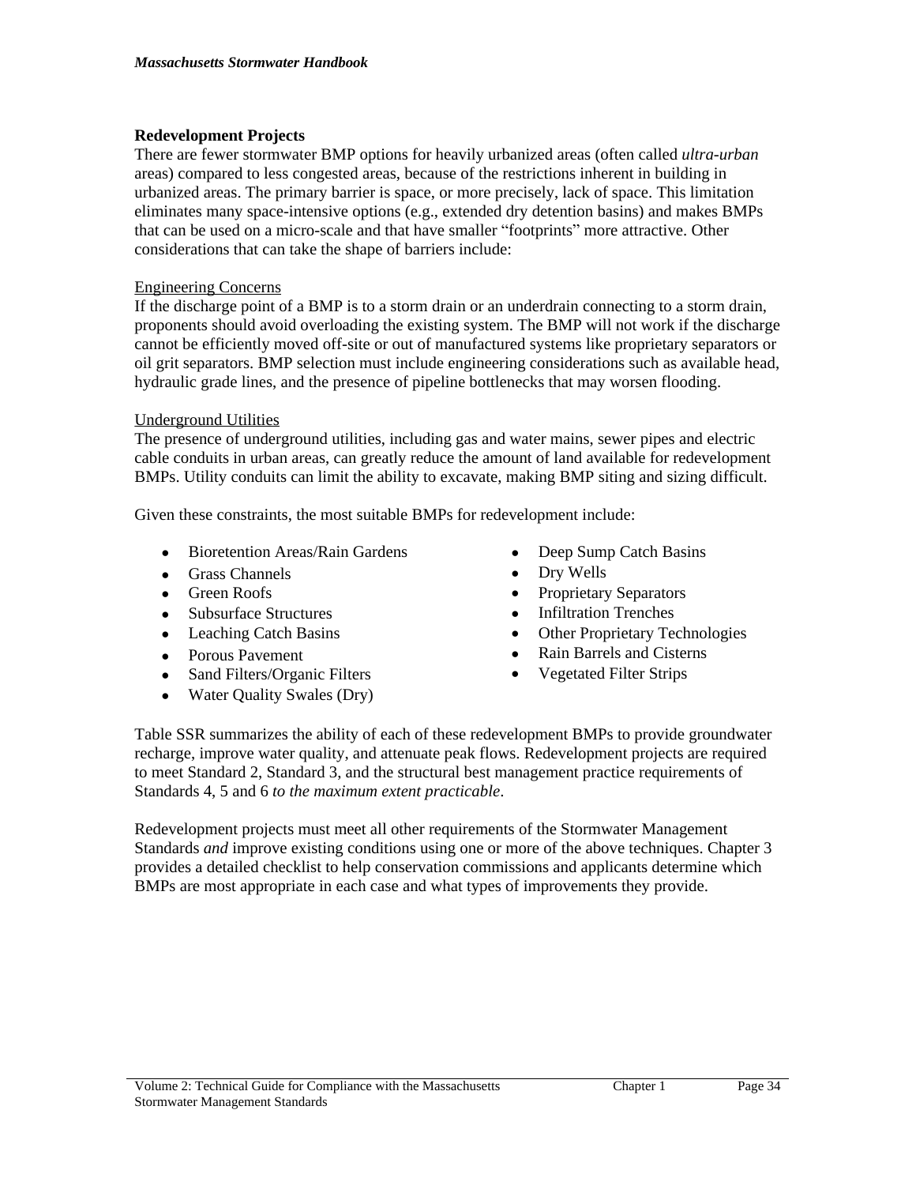## Redevelopment Projects

There are fewer stormwater BMP options for heavily urbanized areas (often called *ultra-urban* areas) compared to less congested areas, because of the restrictions inherent in building in urbanized areas. The primary barrier is space, or more precisely, lack of space. This limitation eliminates many space-intensive options (e.g., extended dry detention basins) and makes BMPs that can be used on a micro-scale and that have smaller "footprints" more attractive. Other considerations that can take the shape of barriers include:

### Engineering Concerns

If the discharge point of a BMP is to a storm drain or an underdrain connecting to a storm drain, proponents should avoid overloading the existing system. The BMP will not work if the discharge cannot be efficiently moved off-site or out of manufactured systems like proprietary separators or oil grit separators. BMP selection must include engineering considerations such as available head, hydraulic grade lines, and the presence of pipeline bottlenecks that may worsen flooding.

### Underground Utilities

The presence of underground utilities, including gas and water mains, sewer pipes and electric cable conduits in urban areas, can greatly reduce the amount of land available for redevelopment BMPs. Utility conduits can limit the ability to excavate, making BMP siting and sizing difficult.

Given these constraints, the most suitable BMPs for redevelopment include:

- Bioretention Areas/Rain Gardens
- Grass Channels
- Green Roofs
- Subsurface Structures
- Leaching Catch Basins
- Porous Pavement
- Sand Filters/Organic Filters
- Water Quality Swales (Dry)
- Deep Sump Catch Basins
- Dry Wells
- Proprietary Separators
- Infiltration Trenches
- Other Proprietary Technologies
- Rain Barrels and Cisterns
- Vegetated Filter Strips

Table SSR summarizes the ability of each of these redevelopment BMPs to provide groundwater recharge, improve water quality, and attenuate peak flows. Redevelopment projects are required to meet Standard 2, Standard 3, and the structural best management practice requirements of Standards 4, 5 and 6 *to the maximum extent practicable*.

Redevelopment projects must meet all other requirements of the Stormwater Management Standards *and* improve existing conditions using one or more of the above techniques. Chapter 3 provides a detailed checklist to help conservation commissions and applicants determine which BMPs are most appropriate in each case and what types of improvements they provide.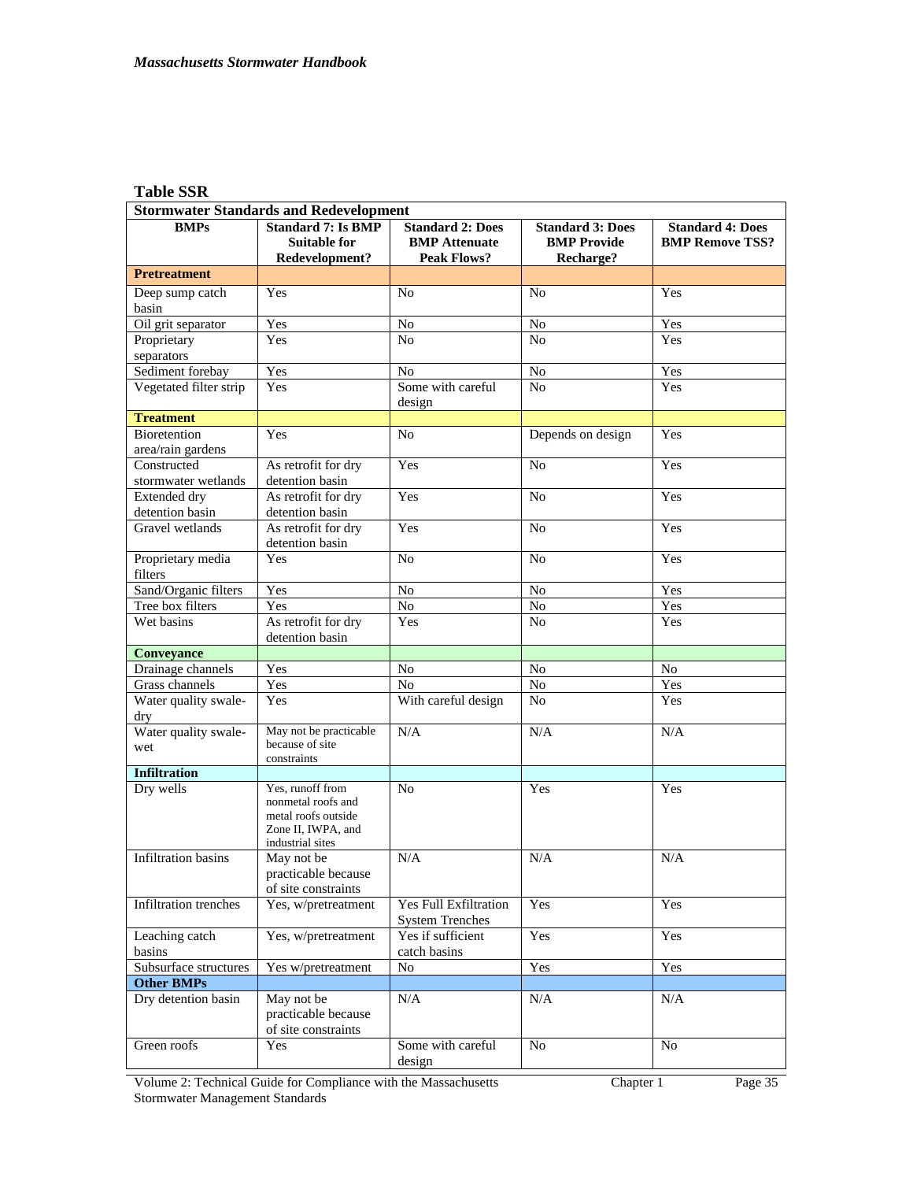**Table SSR**

| Stormwater Standards and Redevelopment | | | | |
|---|---|---|---|---|
| **BMPs** | **Standard 7: Is BMP Suitable for Redevelopment?** | **Standard 2: Does BMP Attenuate Peak Flows?** | **Standard 3: Does BMP Provide Recharge?** | **Standard 4: Does BMP Remove TSS?** |
| **Pretreatment** | | | | |
| Deep sump catch basin | Yes | No | No | Yes |
| Oil grit separator | Yes | No | No | Yes |
| Proprietary separators | Yes | No | No | Yes |
| Sediment forebay | Yes | No | No | Yes |
| Vegetated filter strip | Yes | Some with careful design | No | Yes |
| **Treatment** | | | | |
| Bioretention area/rain gardens | Yes | No | Depends on design | Yes |
| Constructed stormwater wetlands | As retrofit for dry detention basin | Yes | No | Yes |
| Extended dry detention basin | As retrofit for dry detention basin | Yes | No | Yes |
| Gravel wetlands | As retrofit for dry detention basin | Yes | No | Yes |
| Proprietary media filters | Yes | No | No | Yes |
| Sand/Organic filters | Yes | No | No | Yes |
| Tree box filters | Yes | No | No | Yes |
| Wet basins | As retrofit for dry detention basin | Yes | No | Yes |
| **Conveyance** | | | | |
| Drainage channels | Yes | No | No | No |
| Grass channels | Yes | No | No | Yes |
| Water quality swale-dry | Yes | With careful design | No | Yes |
| Water quality swale-wet | May not be practicable because of site constraints | N/A | N/A | N/A |
| **Infiltration** | | | | |
| Dry wells | Yes, runoff from nonmetal roofs and metal roofs outside Zone II, IWPA, and industrial sites | No | Yes | Yes |
| Infiltration basins | May not be practicable because of site constraints | N/A | N/A | N/A |
| Infiltration trenches | Yes, w/pretreatment | Yes Full Exfiltration System Trenches | Yes | Yes |
| Leaching catch basins | Yes, w/pretreatment | Yes if sufficient catch basins | Yes | Yes |
| Subsurface structures | Yes w/pretreatment | No | Yes | Yes |
| **Other BMPs** | | | | |
| Dry detention basin | May not be practicable because of site constraints | N/A | N/A | N/A |
| Green roofs | Yes | Some with careful design | No | No |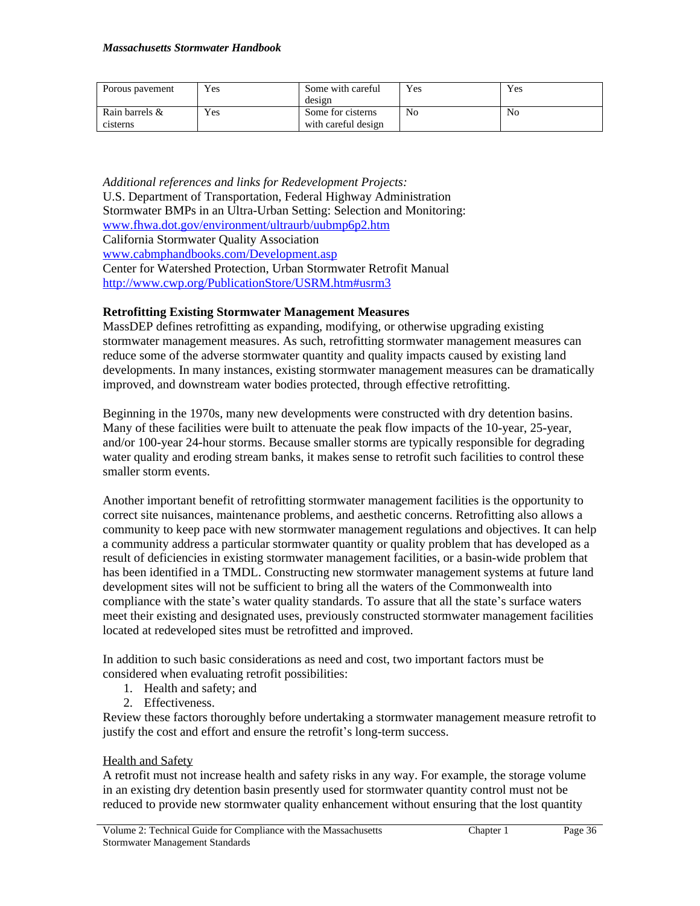| Porous pavement | Yes | Some with careful design | Yes | Yes |
| --- | --- | --- | --- | --- |
| Rain barrels & cisterns | Yes | Some for cisterns with careful design | No | No |

*Additional references and links for Redevelopment Projects:*
U.S. Department of Transportation, Federal Highway Administration
Stormwater BMPs in an Ultra-Urban Setting: Selection and Monitoring:
[www.fhwa.dot.gov/environment/ultraurb/uubmp6p2.htm](www.fhwa.dot.gov/environment/ultraurb/uubmp6p2.htm)
California Stormwater Quality Association
[www.cabmphandbooks.com/Development.asp](www.cabmphandbooks.com/Development.asp)
Center for Watershed Protection, Urban Stormwater Retrofit Manual
[http://www.cwp.org/PublicationStore/USRM.htm#usrm3](http://www.cwp.org/PublicationStore/USRM.htm#usrm3)

**Retrofitting Existing Stormwater Management Measures**

MassDEP defines retrofitting as expanding, modifying, or otherwise upgrading existing stormwater management measures. As such, retrofitting stormwater management measures can reduce some of the adverse stormwater quantity and quality impacts caused by existing land developments. In many instances, existing stormwater management measures can be dramatically improved, and downstream water bodies protected, through effective retrofitting.

Beginning in the 1970s, many new developments were constructed with dry detention basins. Many of these facilities were built to attenuate the peak flow impacts of the 10-year, 25-year, and/or 100-year 24-hour storms. Because smaller storms are typically responsible for degrading water quality and eroding stream banks, it makes sense to retrofit such facilities to control these smaller storm events.

Another important benefit of retrofitting stormwater management facilities is the opportunity to correct site nuisances, maintenance problems, and aesthetic concerns. Retrofitting also allows a community to keep pace with new stormwater management regulations and objectives. It can help a community address a particular stormwater quantity or quality problem that has developed as a result of deficiencies in existing stormwater management facilities, or a basin-wide problem that has been identified in a TMDL. Constructing new stormwater management systems at future land development sites will not be sufficient to bring all the waters of the Commonwealth into compliance with the state's water quality standards. To assure that all the state's surface waters meet their existing and designated uses, previously constructed stormwater management facilities located at redeveloped sites must be retrofitted and improved.

In addition to such basic considerations as need and cost, two important factors must be considered when evaluating retrofit possibilities:

1. Health and safety; and
2. Effectiveness.

Review these factors thoroughly before undertaking a stormwater management measure retrofit to justify the cost and effort and ensure the retrofit's long-term success.

<u>Health and Safety</u>

A retrofit must not increase health and safety risks in any way. For example, the storage volume in an existing dry detention basin presently used for stormwater quantity control must not be reduced to provide new stormwater quality enhancement without ensuring that the lost quantity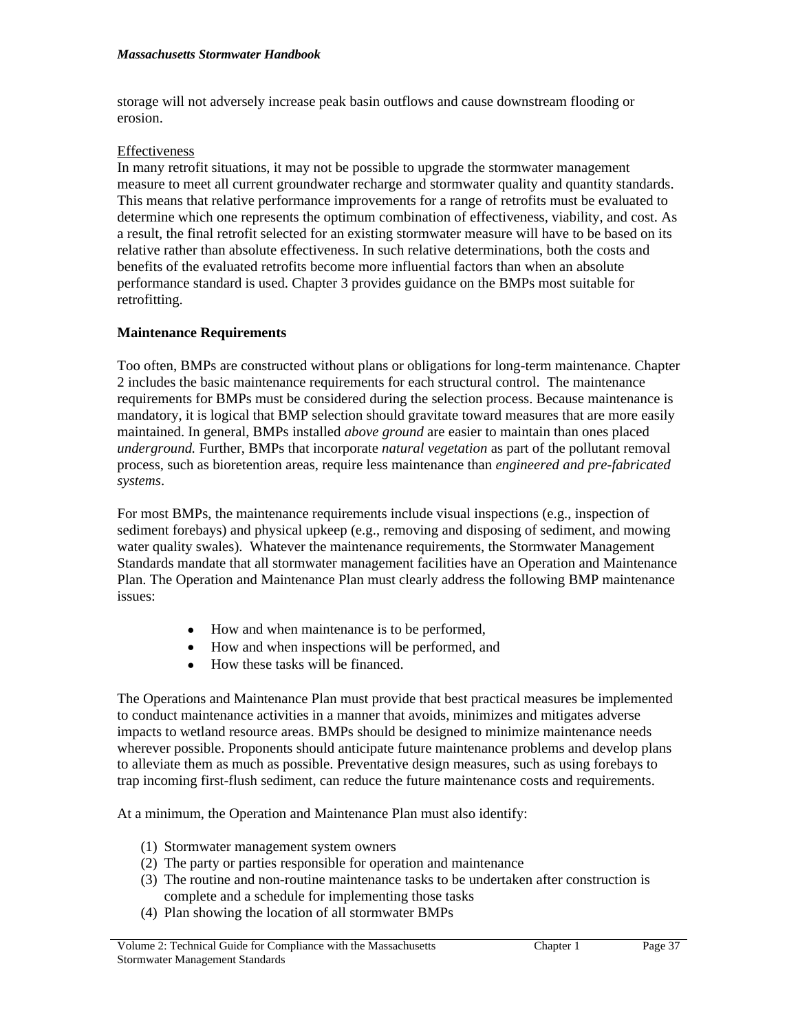storage will not adversely increase peak basin outflows and cause downstream flooding or erosion.

Effectiveness

In many retrofit situations, it may not be possible to upgrade the stormwater management measure to meet all current groundwater recharge and stormwater quality and quantity standards. This means that relative performance improvements for a range of retrofits must be evaluated to determine which one represents the optimum combination of effectiveness, viability, and cost. As a result, the final retrofit selected for an existing stormwater measure will have to be based on its relative rather than absolute effectiveness. In such relative determinations, both the costs and benefits of the evaluated retrofits become more influential factors than when an absolute performance standard is used. Chapter 3 provides guidance on the BMPs most suitable for retrofitting.

**Maintenance Requirements**

Too often, BMPs are constructed without plans or obligations for long-term maintenance. Chapter 2 includes the basic maintenance requirements for each structural control. The maintenance requirements for BMPs must be considered during the selection process. Because maintenance is mandatory, it is logical that BMP selection should gravitate toward measures that are more easily maintained. In general, BMPs installed *above ground* are easier to maintain than ones placed *underground.* Further, BMPs that incorporate *natural vegetation* as part of the pollutant removal process, such as bioretention areas, require less maintenance than *engineered and pre-fabricated systems*.

For most BMPs, the maintenance requirements include visual inspections (e.g., inspection of sediment forebays) and physical upkeep (e.g., removing and disposing of sediment, and mowing water quality swales). Whatever the maintenance requirements, the Stormwater Management Standards mandate that all stormwater management facilities have an Operation and Maintenance Plan. The Operation and Maintenance Plan must clearly address the following BMP maintenance issues:

- How and when maintenance is to be performed,
- How and when inspections will be performed, and
- How these tasks will be financed.

The Operations and Maintenance Plan must provide that best practical measures be implemented to conduct maintenance activities in a manner that avoids, minimizes and mitigates adverse impacts to wetland resource areas. BMPs should be designed to minimize maintenance needs wherever possible. Proponents should anticipate future maintenance problems and develop plans to alleviate them as much as possible. Preventative design measures, such as using forebays to trap incoming first-flush sediment, can reduce the future maintenance costs and requirements.

At a minimum, the Operation and Maintenance Plan must also identify:

(1) Stormwater management system owners
(2) The party or parties responsible for operation and maintenance
(3) The routine and non-routine maintenance tasks to be undertaken after construction is complete and a schedule for implementing those tasks
(4) Plan showing the location of all stormwater BMPs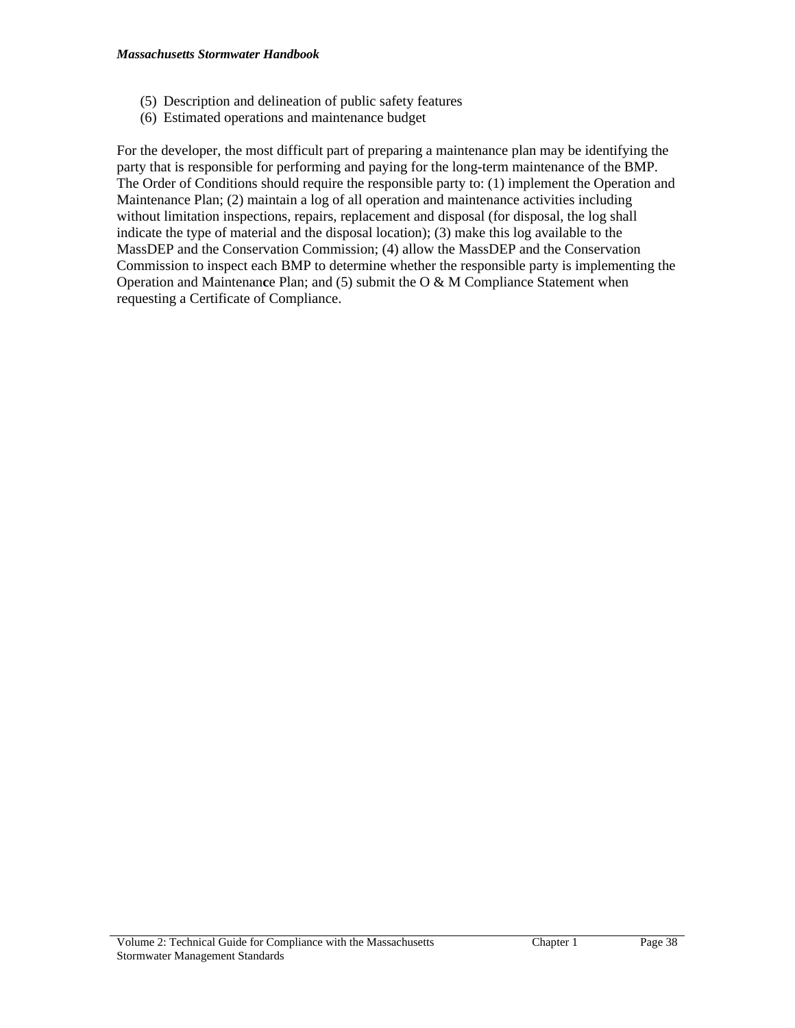(5) Description and delineation of public safety features
(6) Estimated operations and maintenance budget

For the developer, the most difficult part of preparing a maintenance plan may be identifying the party that is responsible for performing and paying for the long-term maintenance of the BMP. The Order of Conditions should require the responsible party to: (1) implement the Operation and Maintenance Plan; (2) maintain a log of all operation and maintenance activities including without limitation inspections, repairs, replacement and disposal (for disposal, the log shall indicate the type of material and the disposal location); (3) make this log available to the MassDEP and the Conservation Commission; (4) allow the MassDEP and the Conservation Commission to inspect each BMP to determine whether the responsible party is implementing the Operation and Maintenance Plan; and (5) submit the O & M Compliance Statement when requesting a Certificate of Compliance.